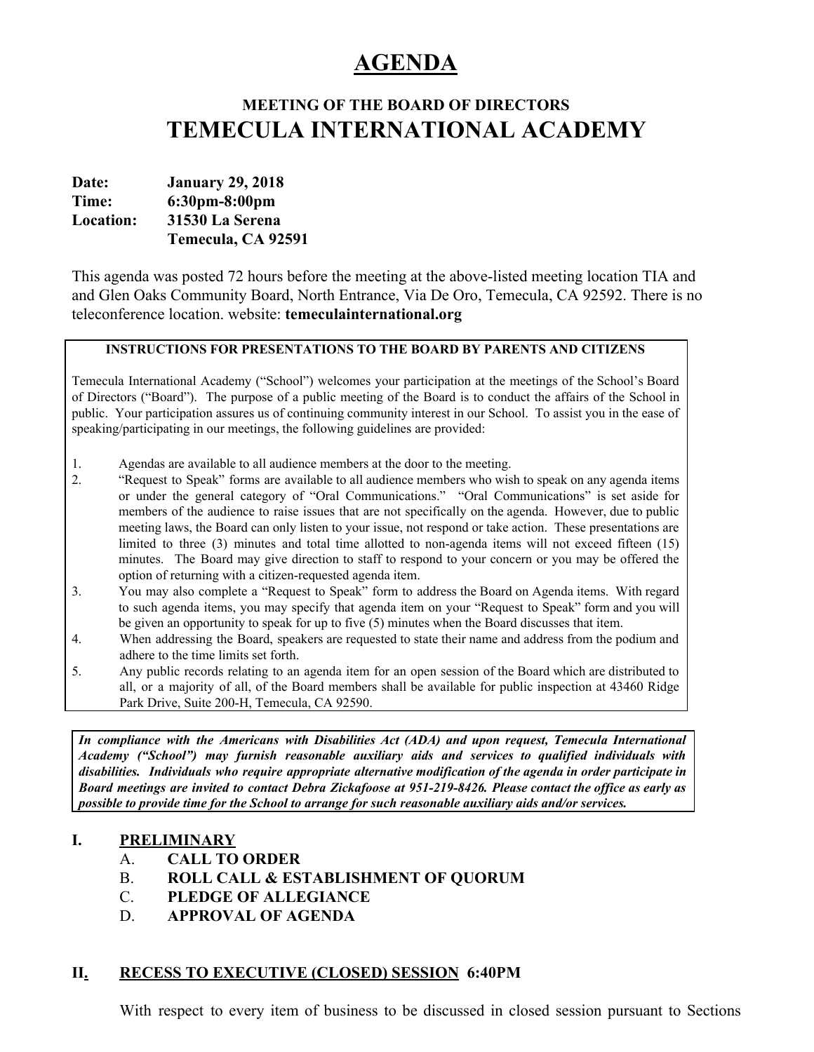# AGENDA

## MEETING OF THE BOARD OF DIRECTORS
## TEMECULA INTERNATIONAL ACADEMY

**Date:** **January 29, 2018**
**Time:** **6:30pm-8:00pm**
**Location:** **31530 La Serena**
**Temecula, CA 92591**

This agenda was posted 72 hours before the meeting at the above-listed meeting location TIA and and Glen Oaks Community Board, North Entrance, Via De Oro, Temecula, CA 92592. There is no teleconference location. website: **temeculainternational.org**

---

**INSTRUCTIONS FOR PRESENTATIONS TO THE BOARD BY PARENTS AND CITIZENS**

Temecula International Academy ("School") welcomes your participation at the meetings of the School's Board of Directors ("Board"). The purpose of a public meeting of the Board is to conduct the affairs of the School in public. Your participation assures us of continuing community interest in our School. To assist you in the ease of speaking/participating in our meetings, the following guidelines are provided:

1. Agendas are available to all audience members at the door to the meeting.
2. "Request to Speak" forms are available to all audience members who wish to speak on any agenda items or under the general category of "Oral Communications." "Oral Communications" is set aside for members of the audience to raise issues that are not specifically on the agenda. However, due to public meeting laws, the Board can only listen to your issue, not respond or take action. These presentations are limited to three (3) minutes and total time allotted to non-agenda items will not exceed fifteen (15) minutes. The Board may give direction to staff to respond to your concern or you may be offered the option of returning with a citizen-requested agenda item.
3. You may also complete a "Request to Speak" form to address the Board on Agenda items. With regard to such agenda items, you may specify that agenda item on your "Request to Speak" form and you will be given an opportunity to speak for up to five (5) minutes when the Board discusses that item.
4. When addressing the Board, speakers are requested to state their name and address from the podium and adhere to the time limits set forth.
5. Any public records relating to an agenda item for an open session of the Board which are distributed to all, or a majority of all, of the Board members shall be available for public inspection at 43460 Ridge Park Drive, Suite 200-H, Temecula, CA 92590.

---

***In compliance with the Americans with Disabilities Act (ADA) and upon request, Temecula International Academy ("School") may furnish reasonable auxiliary aids and services to qualified individuals with disabilities. Individuals who require appropriate alternative modification of the agenda in order participate in Board meetings are invited to contact Debra Zickafoose at 951-219-8426. Please contact the office as early as possible to provide time for the School to arrange for such reasonable auxiliary aids and/or services.***

## I. PRELIMINARY

A. **CALL TO ORDER**
B. **ROLL CALL & ESTABLISHMENT OF QUORUM**
C. **PLEDGE OF ALLEGIANCE**
D. **APPROVAL OF AGENDA**

## II. RECESS TO EXECUTIVE (CLOSED) SESSION 6:40PM

With respect to every item of business to be discussed in closed session pursuant to Sections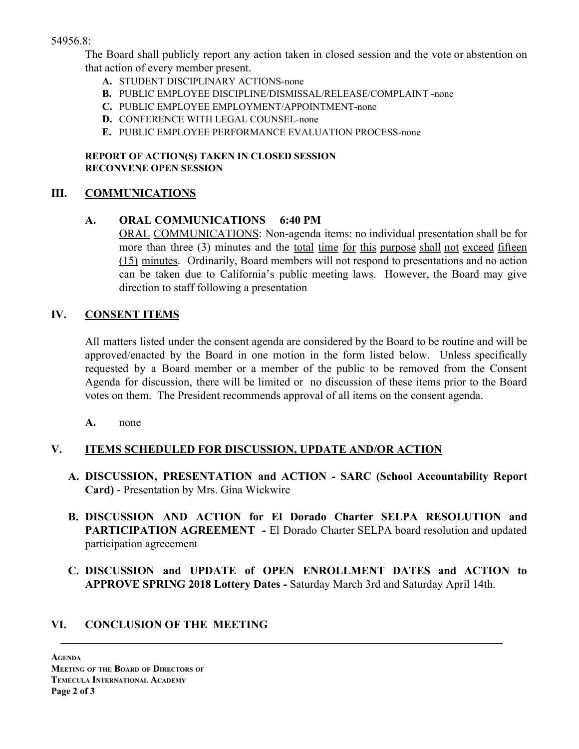54956.8:

The Board shall publicly report any action taken in closed session and the vote or abstention on that action of every member present.

- **A.** STUDENT DISCIPLINARY ACTIONS-none
- **B.** PUBLIC EMPLOYEE DISCIPLINE/DISMISSAL/RELEASE/COMPLAINT -none
- **C.** PUBLIC EMPLOYEE EMPLOYMENT/APPOINTMENT-none
- **D.** CONFERENCE WITH LEGAL COUNSEL-none
- **E.** PUBLIC EMPLOYEE PERFORMANCE EVALUATION PROCESS-none

**REPORT OF ACTION(S) TAKEN IN CLOSED SESSION**
**RECONVENE OPEN SESSION**

## III. COMMUNICATIONS

### A. ORAL COMMUNICATIONS 6:40 PM

ORAL COMMUNICATIONS: Non-agenda items: no individual presentation shall be for more than three (3) minutes and the total time for this purpose shall not exceed fifteen (15) minutes. Ordinarily, Board members will not respond to presentations and no action can be taken due to California's public meeting laws. However, the Board may give direction to staff following a presentation

## IV. CONSENT ITEMS

All matters listed under the consent agenda are considered by the Board to be routine and will be approved/enacted by the Board in one motion in the form listed below. Unless specifically requested by a Board member or a member of the public to be removed from the Consent Agenda for discussion, there will be limited or no discussion of these items prior to the Board votes on them. The President recommends approval of all items on the consent agenda.

**A.** none

## V. ITEMS SCHEDULED FOR DISCUSSION, UPDATE AND/OR ACTION

**A. DISCUSSION, PRESENTATION and ACTION - SARC (School Accountability Report Card)** - Presentation by Mrs. Gina Wickwire

**B. DISCUSSION AND ACTION for El Dorado Charter SELPA RESOLUTION and PARTICIPATION AGREEMENT -** El Dorado Charter SELPA board resolution and updated participation agreeement

**C. DISCUSSION and UPDATE of OPEN ENROLLMENT DATES and ACTION to APPROVE SPRING 2018 Lottery Dates -** Saturday March 3rd and Saturday April 14th.

## VI. CONCLUSION OF THE MEETING

**Agenda**
**Meeting of the Board of Directors of**
**Temecula International Academy**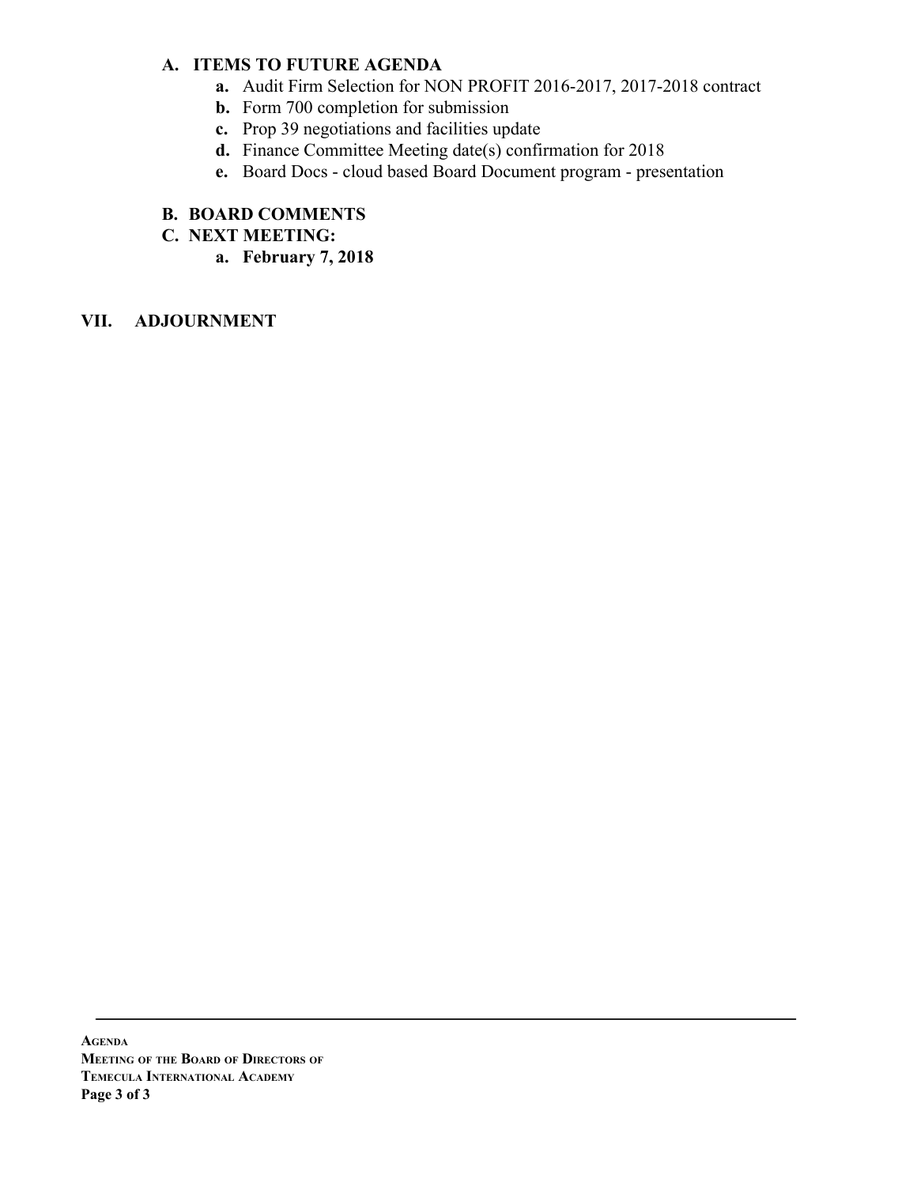### A. ITEMS TO FUTURE AGENDA

- **a.** Audit Firm Selection for NON PROFIT 2016-2017, 2017-2018 contract
- **b.** Form 700 completion for submission
- **c.** Prop 39 negotiations and facilities update
- **d.** Finance Committee Meeting date(s) confirmation for 2018
- **e.** Board Docs - cloud based Board Document program - presentation

### B. BOARD COMMENTS

### C. NEXT MEETING:

- **a. February 7, 2018**

## VII. ADJOURNMENT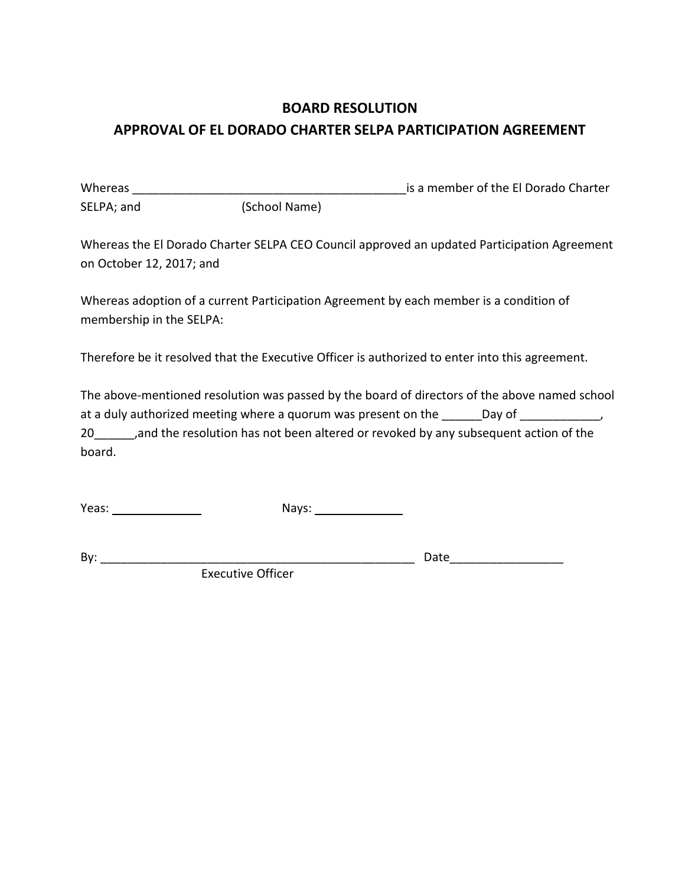# BOARD RESOLUTION
## APPROVAL OF EL DORADO CHARTER SELPA PARTICIPATION AGREEMENT

Whereas ___________________________________________is a member of the El Dorado Charter SELPA; and (School Name)

Whereas the El Dorado Charter SELPA CEO Council approved an updated Participation Agreement on October 12, 2017; and

Whereas adoption of a current Participation Agreement by each member is a condition of membership in the SELPA:

Therefore be it resolved that the Executive Officer is authorized to enter into this agreement.

The above-mentioned resolution was passed by the board of directors of the above named school at a duly authorized meeting where a quorum was present on the ______Day of ____________, 20______,and the resolution has not been altered or revoked by any subsequent action of the board.

Yeas: ______________ Nays: ______________

By: __________________________________________________ Date_________________
Executive Officer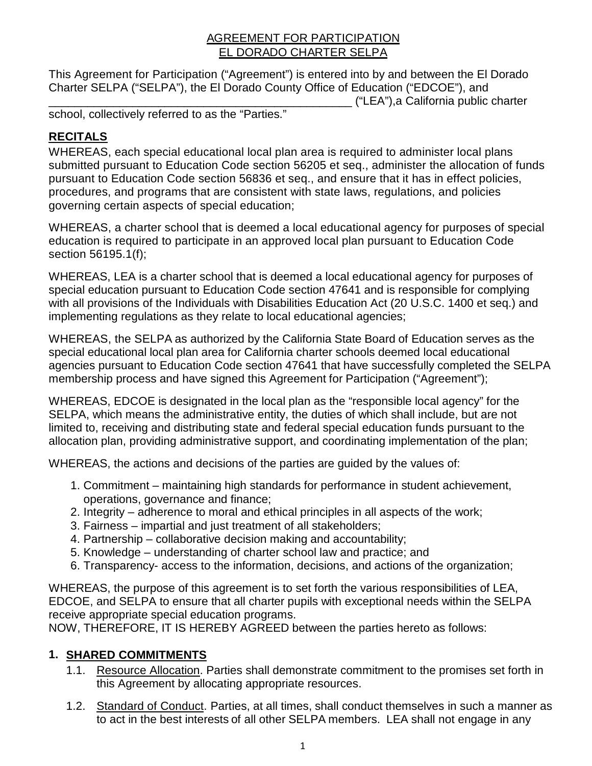## AGREEMENT FOR PARTICIPATION
## EL DORADO CHARTER SELPA

This Agreement for Participation ("Agreement") is entered into by and between the El Dorado Charter SELPA ("SELPA"), the El Dorado County Office of Education ("EDCOE"), and _______________________________________________ ("LEA"),a California public charter school, collectively referred to as the "Parties."

## RECITALS

WHEREAS, each special educational local plan area is required to administer local plans submitted pursuant to Education Code section 56205 et seq., administer the allocation of funds pursuant to Education Code section 56836 et seq., and ensure that it has in effect policies, procedures, and programs that are consistent with state laws, regulations, and policies governing certain aspects of special education;

WHEREAS, a charter school that is deemed a local educational agency for purposes of special education is required to participate in an approved local plan pursuant to Education Code section 56195.1(f);

WHEREAS, LEA is a charter school that is deemed a local educational agency for purposes of special education pursuant to Education Code section 47641 and is responsible for complying with all provisions of the Individuals with Disabilities Education Act (20 U.S.C. 1400 et seq.) and implementing regulations as they relate to local educational agencies;

WHEREAS, the SELPA as authorized by the California State Board of Education serves as the special educational local plan area for California charter schools deemed local educational agencies pursuant to Education Code section 47641 that have successfully completed the SELPA membership process and have signed this Agreement for Participation ("Agreement");

WHEREAS, EDCOE is designated in the local plan as the "responsible local agency" for the SELPA, which means the administrative entity, the duties of which shall include, but are not limited to, receiving and distributing state and federal special education funds pursuant to the allocation plan, providing administrative support, and coordinating implementation of the plan;

WHEREAS, the actions and decisions of the parties are guided by the values of:

1. Commitment – maintaining high standards for performance in student achievement, operations, governance and finance;
2. Integrity – adherence to moral and ethical principles in all aspects of the work;
3. Fairness – impartial and just treatment of all stakeholders;
4. Partnership – collaborative decision making and accountability;
5. Knowledge – understanding of charter school law and practice; and
6. Transparency- access to the information, decisions, and actions of the organization;

WHEREAS, the purpose of this agreement is to set forth the various responsibilities of LEA, EDCOE, and SELPA to ensure that all charter pupils with exceptional needs within the SELPA receive appropriate special education programs.

NOW, THEREFORE, IT IS HEREBY AGREED between the parties hereto as follows:

## 1. SHARED COMMITMENTS

1.1. Resource Allocation. Parties shall demonstrate commitment to the promises set forth in this Agreement by allocating appropriate resources.

1.2. Standard of Conduct. Parties, at all times, shall conduct themselves in such a manner as to act in the best interests of all other SELPA members. LEA shall not engage in any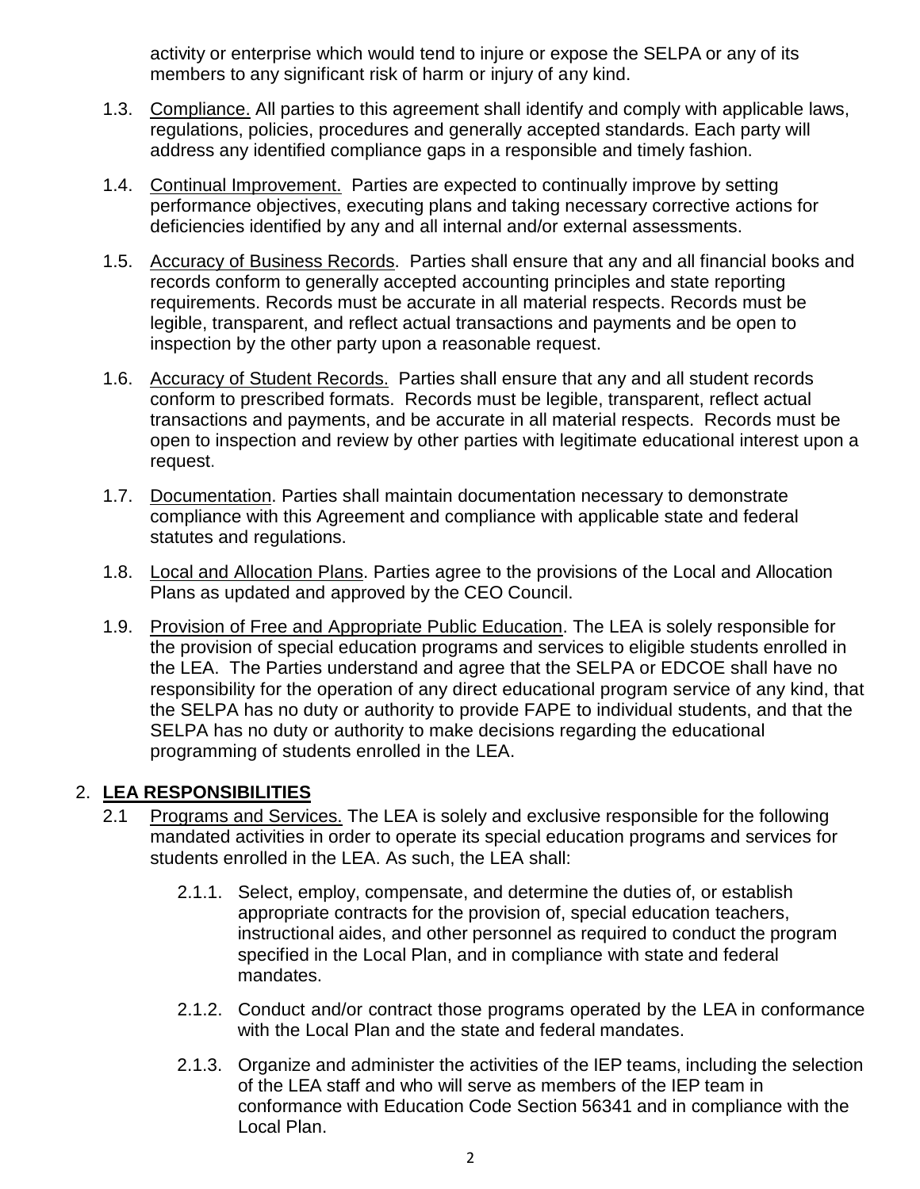activity or enterprise which would tend to injure or expose the SELPA or any of its members to any significant risk of harm or injury of any kind.

1.3. Compliance. All parties to this agreement shall identify and comply with applicable laws, regulations, policies, procedures and generally accepted standards. Each party will address any identified compliance gaps in a responsible and timely fashion.

1.4. Continual Improvement. Parties are expected to continually improve by setting performance objectives, executing plans and taking necessary corrective actions for deficiencies identified by any and all internal and/or external assessments.

1.5. Accuracy of Business Records. Parties shall ensure that any and all financial books and records conform to generally accepted accounting principles and state reporting requirements. Records must be accurate in all material respects. Records must be legible, transparent, and reflect actual transactions and payments and be open to inspection by the other party upon a reasonable request.

1.6. Accuracy of Student Records. Parties shall ensure that any and all student records conform to prescribed formats. Records must be legible, transparent, reflect actual transactions and payments, and be accurate in all material respects. Records must be open to inspection and review by other parties with legitimate educational interest upon a request.

1.7. Documentation. Parties shall maintain documentation necessary to demonstrate compliance with this Agreement and compliance with applicable state and federal statutes and regulations.

1.8. Local and Allocation Plans. Parties agree to the provisions of the Local and Allocation Plans as updated and approved by the CEO Council.

1.9. Provision of Free and Appropriate Public Education. The LEA is solely responsible for the provision of special education programs and services to eligible students enrolled in the LEA. The Parties understand and agree that the SELPA or EDCOE shall have no responsibility for the operation of any direct educational program service of any kind, that the SELPA has no duty or authority to provide FAPE to individual students, and that the SELPA has no duty or authority to make decisions regarding the educational programming of students enrolled in the LEA.

## 2. LEA RESPONSIBILITIES

2.1 Programs and Services. The LEA is solely and exclusive responsible for the following mandated activities in order to operate its special education programs and services for students enrolled in the LEA. As such, the LEA shall:

2.1.1. Select, employ, compensate, and determine the duties of, or establish appropriate contracts for the provision of, special education teachers, instructional aides, and other personnel as required to conduct the program specified in the Local Plan, and in compliance with state and federal mandates.

2.1.2. Conduct and/or contract those programs operated by the LEA in conformance with the Local Plan and the state and federal mandates.

2.1.3. Organize and administer the activities of the IEP teams, including the selection of the LEA staff and who will serve as members of the IEP team in conformance with Education Code Section 56341 and in compliance with the Local Plan.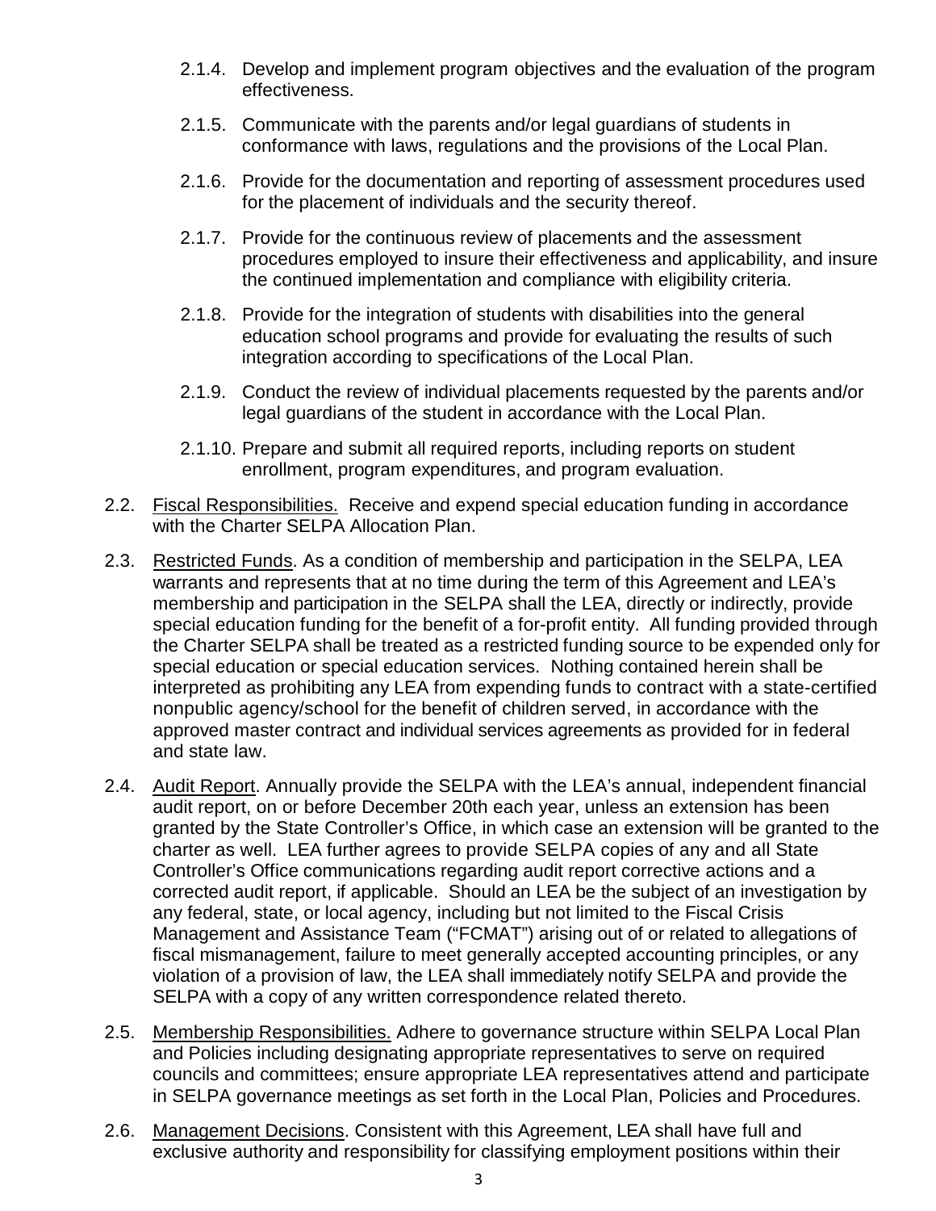2.1.4. Develop and implement program objectives and the evaluation of the program effectiveness.

2.1.5. Communicate with the parents and/or legal guardians of students in conformance with laws, regulations and the provisions of the Local Plan.

2.1.6. Provide for the documentation and reporting of assessment procedures used for the placement of individuals and the security thereof.

2.1.7. Provide for the continuous review of placements and the assessment procedures employed to insure their effectiveness and applicability, and insure the continued implementation and compliance with eligibility criteria.

2.1.8. Provide for the integration of students with disabilities into the general education school programs and provide for evaluating the results of such integration according to specifications of the Local Plan.

2.1.9. Conduct the review of individual placements requested by the parents and/or legal guardians of the student in accordance with the Local Plan.

2.1.10. Prepare and submit all required reports, including reports on student enrollment, program expenditures, and program evaluation.

2.2. Fiscal Responsibilities. Receive and expend special education funding in accordance with the Charter SELPA Allocation Plan.

2.3. Restricted Funds. As a condition of membership and participation in the SELPA, LEA warrants and represents that at no time during the term of this Agreement and LEA's membership and participation in the SELPA shall the LEA, directly or indirectly, provide special education funding for the benefit of a for-profit entity. All funding provided through the Charter SELPA shall be treated as a restricted funding source to be expended only for special education or special education services. Nothing contained herein shall be interpreted as prohibiting any LEA from expending funds to contract with a state-certified nonpublic agency/school for the benefit of children served, in accordance with the approved master contract and individual services agreements as provided for in federal and state law.

2.4. Audit Report. Annually provide the SELPA with the LEA's annual, independent financial audit report, on or before December 20th each year, unless an extension has been granted by the State Controller's Office, in which case an extension will be granted to the charter as well. LEA further agrees to provide SELPA copies of any and all State Controller's Office communications regarding audit report corrective actions and a corrected audit report, if applicable. Should an LEA be the subject of an investigation by any federal, state, or local agency, including but not limited to the Fiscal Crisis Management and Assistance Team ("FCMAT") arising out of or related to allegations of fiscal mismanagement, failure to meet generally accepted accounting principles, or any violation of a provision of law, the LEA shall immediately notify SELPA and provide the SELPA with a copy of any written correspondence related thereto.

2.5. Membership Responsibilities. Adhere to governance structure within SELPA Local Plan and Policies including designating appropriate representatives to serve on required councils and committees; ensure appropriate LEA representatives attend and participate in SELPA governance meetings as set forth in the Local Plan, Policies and Procedures.

2.6. Management Decisions. Consistent with this Agreement, LEA shall have full and exclusive authority and responsibility for classifying employment positions within their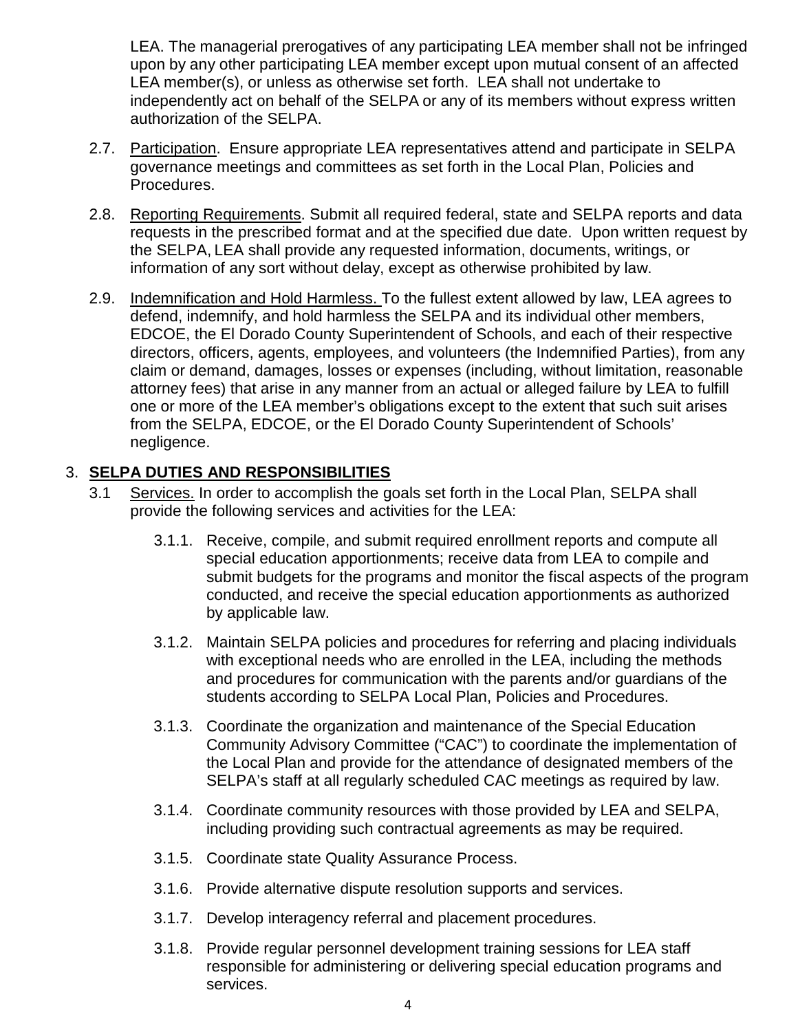LEA. The managerial prerogatives of any participating LEA member shall not be infringed upon by any other participating LEA member except upon mutual consent of an affected LEA member(s), or unless as otherwise set forth. LEA shall not undertake to independently act on behalf of the SELPA or any of its members without express written authorization of the SELPA.

2.7. Participation. Ensure appropriate LEA representatives attend and participate in SELPA governance meetings and committees as set forth in the Local Plan, Policies and Procedures.

2.8. Reporting Requirements. Submit all required federal, state and SELPA reports and data requests in the prescribed format and at the specified due date. Upon written request by the SELPA, LEA shall provide any requested information, documents, writings, or information of any sort without delay, except as otherwise prohibited by law.

2.9. Indemnification and Hold Harmless. To the fullest extent allowed by law, LEA agrees to defend, indemnify, and hold harmless the SELPA and its individual other members, EDCOE, the El Dorado County Superintendent of Schools, and each of their respective directors, officers, agents, employees, and volunteers (the Indemnified Parties), from any claim or demand, damages, losses or expenses (including, without limitation, reasonable attorney fees) that arise in any manner from an actual or alleged failure by LEA to fulfill one or more of the LEA member's obligations except to the extent that such suit arises from the SELPA, EDCOE, or the El Dorado County Superintendent of Schools' negligence.

## 3. SELPA DUTIES AND RESPONSIBILITIES

3.1 Services. In order to accomplish the goals set forth in the Local Plan, SELPA shall provide the following services and activities for the LEA:

3.1.1. Receive, compile, and submit required enrollment reports and compute all special education apportionments; receive data from LEA to compile and submit budgets for the programs and monitor the fiscal aspects of the program conducted, and receive the special education apportionments as authorized by applicable law.

3.1.2. Maintain SELPA policies and procedures for referring and placing individuals with exceptional needs who are enrolled in the LEA, including the methods and procedures for communication with the parents and/or guardians of the students according to SELPA Local Plan, Policies and Procedures.

3.1.3. Coordinate the organization and maintenance of the Special Education Community Advisory Committee ("CAC") to coordinate the implementation of the Local Plan and provide for the attendance of designated members of the SELPA's staff at all regularly scheduled CAC meetings as required by law.

3.1.4. Coordinate community resources with those provided by LEA and SELPA, including providing such contractual agreements as may be required.

3.1.5. Coordinate state Quality Assurance Process.

3.1.6. Provide alternative dispute resolution supports and services.

3.1.7. Develop interagency referral and placement procedures.

3.1.8. Provide regular personnel development training sessions for LEA staff responsible for administering or delivering special education programs and services.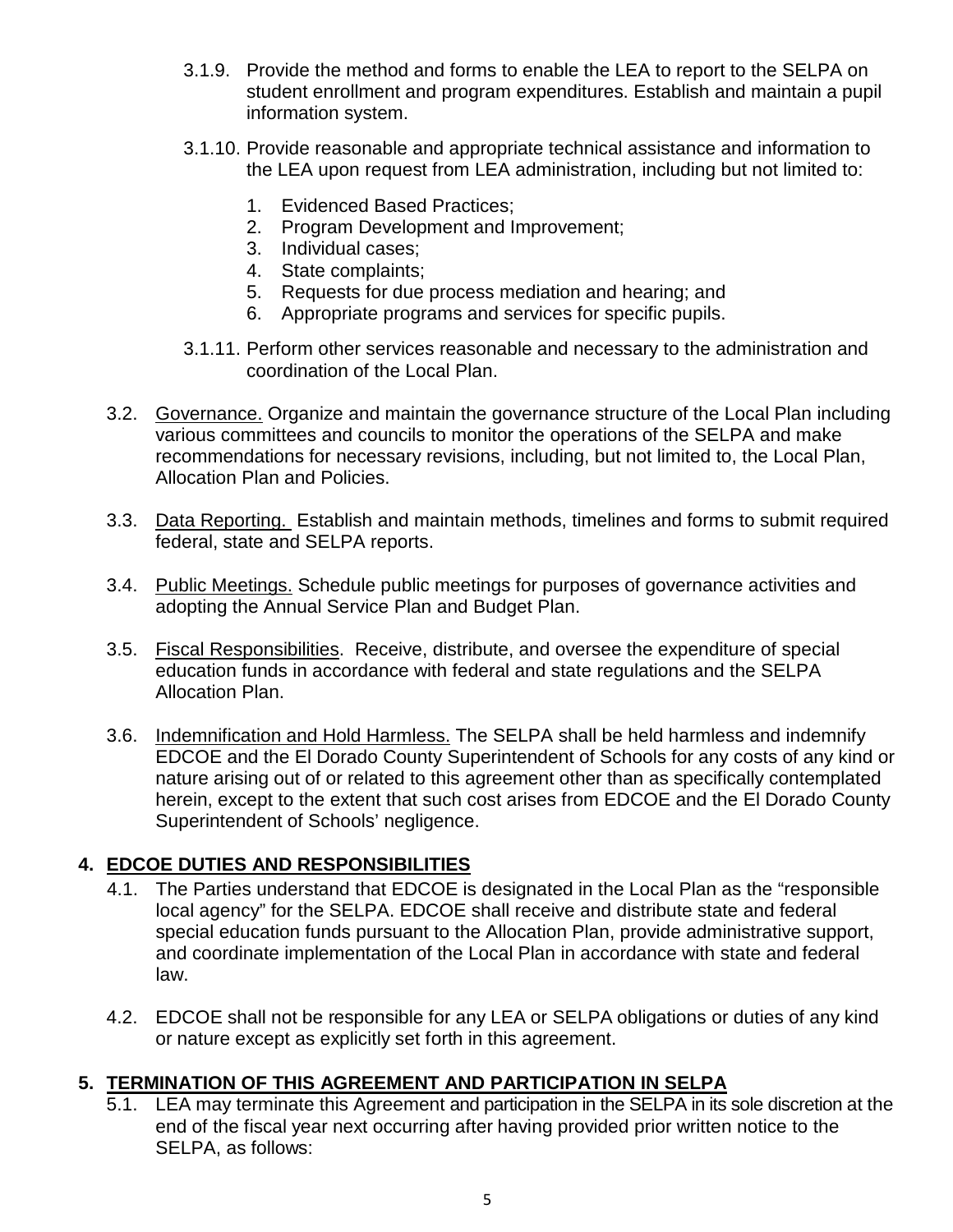3.1.9. Provide the method and forms to enable the LEA to report to the SELPA on student enrollment and program expenditures. Establish and maintain a pupil information system.

3.1.10. Provide reasonable and appropriate technical assistance and information to the LEA upon request from LEA administration, including but not limited to:

1. Evidenced Based Practices;
2. Program Development and Improvement;
3. Individual cases;
4. State complaints;
5. Requests for due process mediation and hearing; and
6. Appropriate programs and services for specific pupils.

3.1.11. Perform other services reasonable and necessary to the administration and coordination of the Local Plan.

3.2. Governance. Organize and maintain the governance structure of the Local Plan including various committees and councils to monitor the operations of the SELPA and make recommendations for necessary revisions, including, but not limited to, the Local Plan, Allocation Plan and Policies.

3.3. Data Reporting. Establish and maintain methods, timelines and forms to submit required federal, state and SELPA reports.

3.4. Public Meetings. Schedule public meetings for purposes of governance activities and adopting the Annual Service Plan and Budget Plan.

3.5. Fiscal Responsibilities. Receive, distribute, and oversee the expenditure of special education funds in accordance with federal and state regulations and the SELPA Allocation Plan.

3.6. Indemnification and Hold Harmless. The SELPA shall be held harmless and indemnify EDCOE and the El Dorado County Superintendent of Schools for any costs of any kind or nature arising out of or related to this agreement other than as specifically contemplated herein, except to the extent that such cost arises from EDCOE and the El Dorado County Superintendent of Schools' negligence.

## 4. EDCOE DUTIES AND RESPONSIBILITIES

4.1. The Parties understand that EDCOE is designated in the Local Plan as the "responsible local agency" for the SELPA. EDCOE shall receive and distribute state and federal special education funds pursuant to the Allocation Plan, provide administrative support, and coordinate implementation of the Local Plan in accordance with state and federal law.

4.2. EDCOE shall not be responsible for any LEA or SELPA obligations or duties of any kind or nature except as explicitly set forth in this agreement.

## 5. TERMINATION OF THIS AGREEMENT AND PARTICIPATION IN SELPA

5.1. LEA may terminate this Agreement and participation in the SELPA in its sole discretion at the end of the fiscal year next occurring after having provided prior written notice to the SELPA, as follows: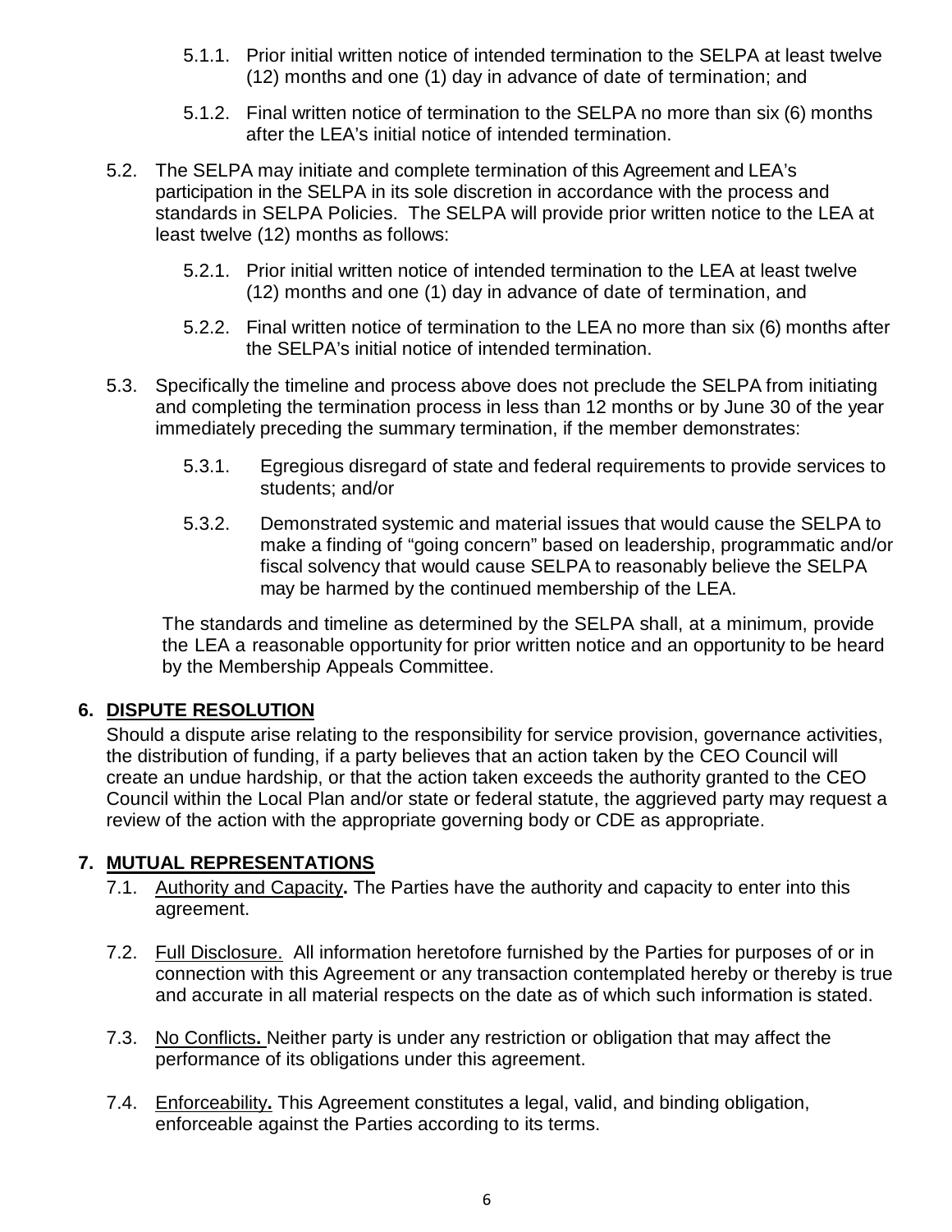- 5.1.1. Prior initial written notice of intended termination to the SELPA at least twelve (12) months and one (1) day in advance of date of termination; and
- 5.1.2. Final written notice of termination to the SELPA no more than six (6) months after the LEA's initial notice of intended termination.

5.2. The SELPA may initiate and complete termination of this Agreement and LEA's participation in the SELPA in its sole discretion in accordance with the process and standards in SELPA Policies. The SELPA will provide prior written notice to the LEA at least twelve (12) months as follows:

- 5.2.1. Prior initial written notice of intended termination to the LEA at least twelve (12) months and one (1) day in advance of date of termination, and
- 5.2.2. Final written notice of termination to the LEA no more than six (6) months after the SELPA's initial notice of intended termination.

5.3. Specifically the timeline and process above does not preclude the SELPA from initiating and completing the termination process in less than 12 months or by June 30 of the year immediately preceding the summary termination, if the member demonstrates:

- 5.3.1. Egregious disregard of state and federal requirements to provide services to students; and/or
- 5.3.2. Demonstrated systemic and material issues that would cause the SELPA to make a finding of "going concern" based on leadership, programmatic and/or fiscal solvency that would cause SELPA to reasonably believe the SELPA may be harmed by the continued membership of the LEA.

The standards and timeline as determined by the SELPA shall, at a minimum, provide the LEA a reasonable opportunity for prior written notice and an opportunity to be heard by the Membership Appeals Committee.

## 6. DISPUTE RESOLUTION

Should a dispute arise relating to the responsibility for service provision, governance activities, the distribution of funding, if a party believes that an action taken by the CEO Council will create an undue hardship, or that the action taken exceeds the authority granted to the CEO Council within the Local Plan and/or state or federal statute, the aggrieved party may request a review of the action with the appropriate governing body or CDE as appropriate.

## 7. MUTUAL REPRESENTATIONS

7.1. Authority and Capacity**.** The Parties have the authority and capacity to enter into this agreement.

7.2. Full Disclosure. All information heretofore furnished by the Parties for purposes of or in connection with this Agreement or any transaction contemplated hereby or thereby is true and accurate in all material respects on the date as of which such information is stated.

7.3. No Conflicts**.** Neither party is under any restriction or obligation that may affect the performance of its obligations under this agreement.

7.4. Enforceability**.** This Agreement constitutes a legal, valid, and binding obligation, enforceable against the Parties according to its terms.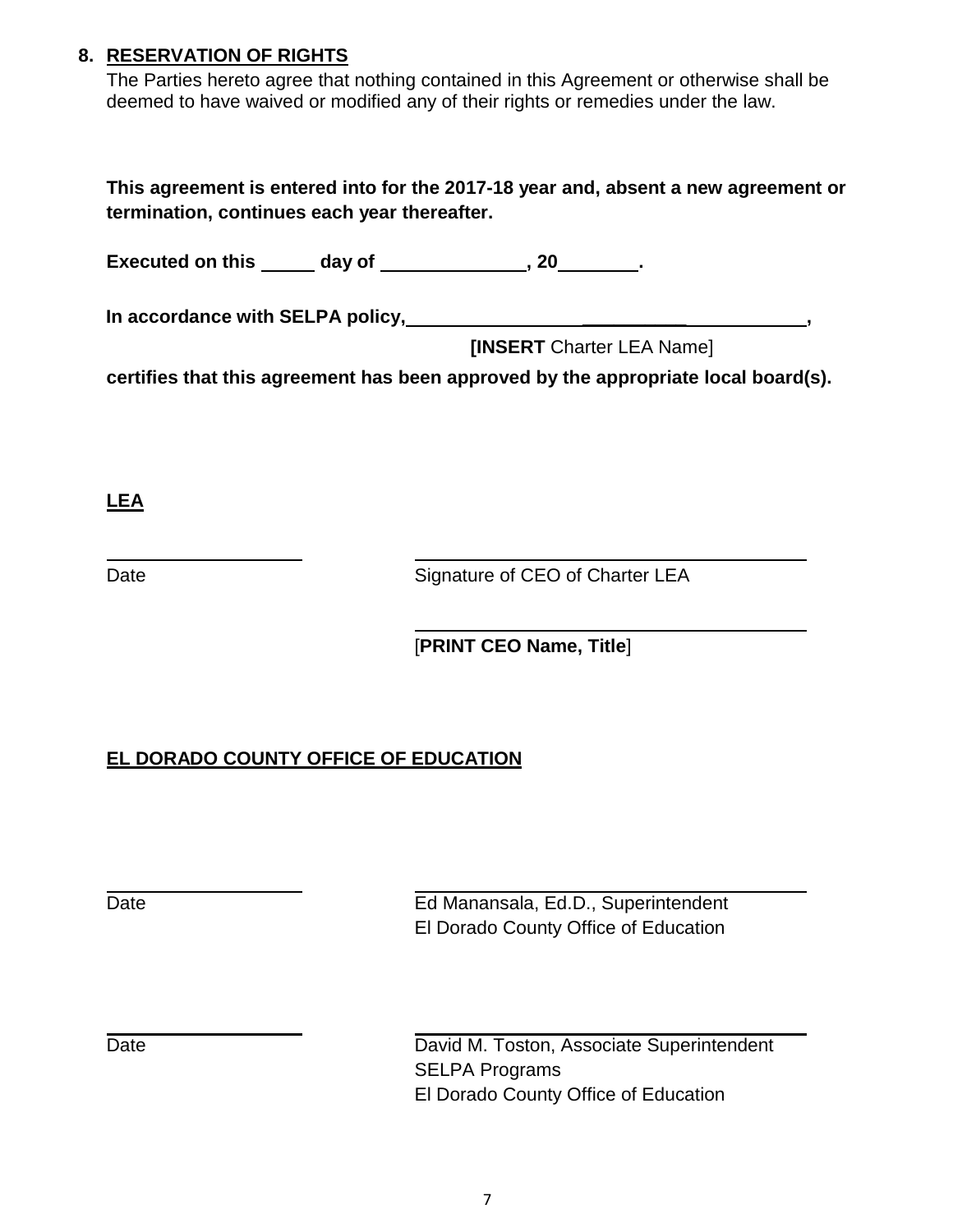**8. RESERVATION OF RIGHTS**

The Parties hereto agree that nothing contained in this Agreement or otherwise shall be deemed to have waived or modified any of their rights or remedies under the law.

**This agreement is entered into for the 2017-18 year and, absent a new agreement or termination, continues each year thereafter.**

**Executed on this _____ day of ______________, 20________.**

**In accordance with SELPA policy, ______________________________________,**

**[INSERT** Charter LEA Name]

**certifies that this agreement has been approved by the appropriate local board(s).**

**LEA**

____________________ ______________________________________

Date Signature of CEO of Charter LEA

______________________________________

[**PRINT CEO Name, Title**]

**EL DORADO COUNTY OFFICE OF EDUCATION**

____________________ ______________________________________

Date Ed Manansala, Ed.D., Superintendent
El Dorado County Office of Education

____________________ ______________________________________

Date David M. Toston, Associate Superintendent
SELPA Programs
El Dorado County Office of Education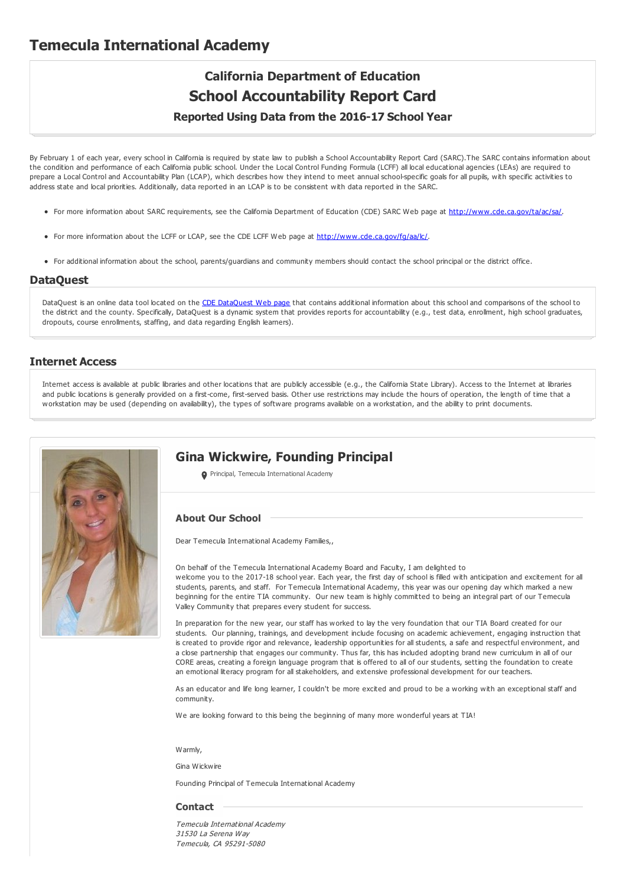# Temecula International Academy

## California Department of Education
## School Accountability Report Card
### Reported Using Data from the 2016-17 School Year

By February 1 of each year, every school in California is required by state law to publish a School Accountability Report Card (SARC).The SARC contains information about the condition and performance of each California public school. Under the Local Control Funding Formula (LCFF) all local educational agencies (LEAs) are required to prepare a Local Control and Accountability Plan (LCAP), which describes how they intend to meet annual school-specific goals for all pupils, with specific activities to address state and local priorities. Additionally, data reported in an LCAP is to be consistent with data reported in the SARC.

- For more information about SARC requirements, see the California Department of Education (CDE) SARC Web page at http://www.cde.ca.gov/ta/ac/sa/.
- For more information about the LCFF or LCAP, see the CDE LCFF Web page at http://www.cde.ca.gov/fg/aa/lc/.
- For additional information about the school, parents/guardians and community members should contact the school principal or the district office.

## DataQuest

DataQuest is an online data tool located on the CDE DataQuest Web page that contains additional information about this school and comparisons of the school to the district and the county. Specifically, DataQuest is a dynamic system that provides reports for accountability (e.g., test data, enrollment, high school graduates, dropouts, course enrollments, staffing, and data regarding English learners).

## Internet Access

Internet access is available at public libraries and other locations that are publicly accessible (e.g., the California State Library). Access to the Internet at libraries and public locations is generally provided on a first-come, first-served basis. Other use restrictions may include the hours of operation, the length of time that a workstation may be used (depending on availability), the types of software programs available on a workstation, and the ability to print documents.

## Gina Wickwire, Founding Principal

Principal, Temecula International Academy

### About Our School

Dear Temecula International Academy Families,,

On behalf of the Temecula International Academy Board and Faculty, I am delighted to welcome you to the 2017-18 school year. Each year, the first day of school is filled with anticipation and excitement for all students, parents, and staff. For Temecula International Academy, this year was our opening day which marked a new beginning for the entire TIA community. Our new team is highly committed to being an integral part of our Temecula Valley Community that prepares every student for success.

In preparation for the new year, our staff has worked to lay the very foundation that our TIA Board created for our students. Our planning, trainings, and development include focusing on academic achievement, engaging instruction that is created to provide rigor and relevance, leadership opportunities for all students, a safe and respectful environment, and a close partnership that engages our community. Thus far, this has included adopting brand new curriculum in all of our CORE areas, creating a foreign language program that is offered to all of our students, setting the foundation to create an emotional literacy program for all stakeholders, and extensive professional development for our teachers.

As an educator and life long learner, I couldn't be more excited and proud to be a working with an exceptional staff and community.

We are looking forward to this being the beginning of many more wonderful years at TIA!

Warmly,

Gina Wickwire

Founding Principal of Temecula International Academy

### Contact

*Temecula International Academy*
*31530 La Serena Way*
*Temecula, CA 95291-5080*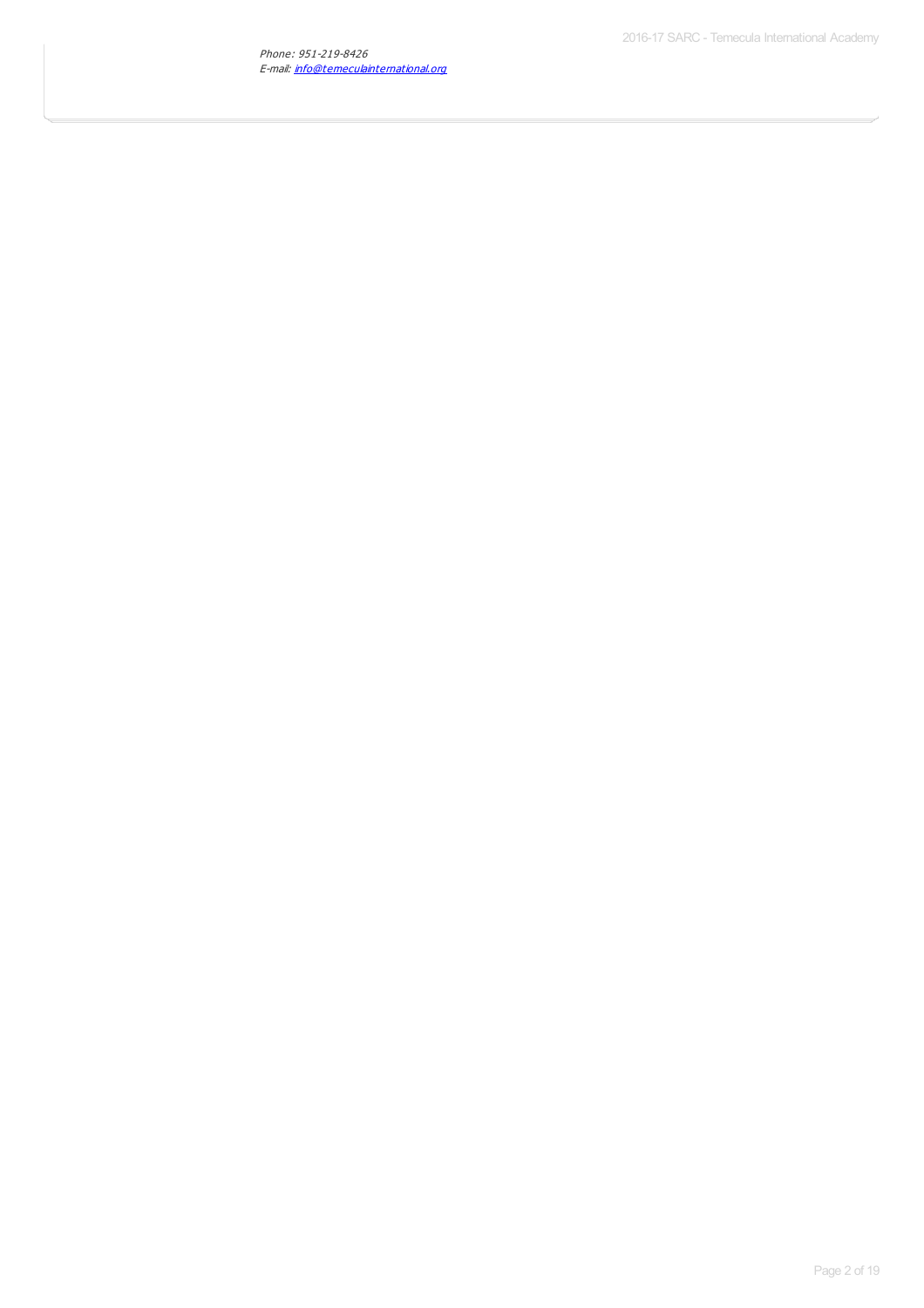*Phone: 951-219-8426*
*E-mail: [info@temeculainternational.org](mailto:info@temeculainternational.org)*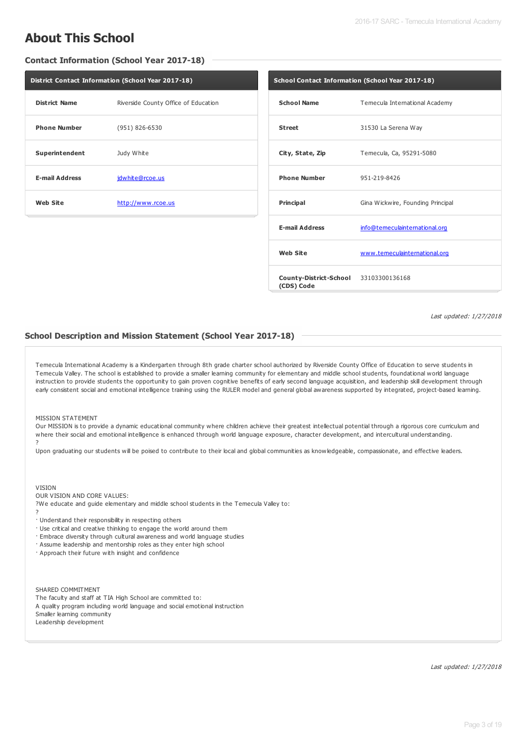# About This School

## Contact Information (School Year 2017-18)

| District Contact Information (School Year 2017-18) | |
|---|---|
| **District Name** | Riverside County Office of Education |
| **Phone Number** | (951) 826-6530 |
| **Superintendent** | Judy White |
| **E-mail Address** | jdwhite@rcoe.us |
| **Web Site** | http://www.rcoe.us |

| School Contact Information (School Year 2017-18) | |
|---|---|
| **School Name** | Temecula International Academy |
| **Street** | 31530 La Serena Way |
| **City, State, Zip** | Temecula, Ca, 95291-5080 |
| **Phone Number** | 951-219-8426 |
| **Principal** | Gina Wickwire, Founding Principal |
| **E-mail Address** | info@temeculainternational.org |
| **Web Site** | www.temeculainternational.org |
| **County-District-School (CDS) Code** | 33103300136168 |

*Last updated: 1/27/2018*

## School Description and Mission Statement (School Year 2017-18)

Temecula International Academy is a Kindergarten through 8th grade charter school authorized by Riverside County Office of Education to serve students in Temecula Valley. The school is established to provide a smaller learning community for elementary and middle school students, foundational world language instruction to provide students the opportunity to gain proven cognitive benefits of early second language acquisition, and leadership skill development through early consistent social and emotional intelligence training using the RULER model and general global awareness supported by integrated, project-based learning.

MISSION STATEMENT
Our MISSION is to provide a dynamic educational community where children achieve their greatest intellectual potential through a rigorous core curriculum and where their social and emotional intelligence is enhanced through world language exposure, character development, and intercultural understanding.
?
Upon graduating our students will be poised to contribute to their local and global communities as knowledgeable, compassionate, and effective leaders.

VISION
OUR VISION AND CORE VALUES:
?We educate and guide elementary and middle school students in the Temecula Valley to:
?
· Understand their responsibility in respecting others
· Use critical and creative thinking to engage the world around them
· Embrace diversity through cultural awareness and world language studies
· Assume leadership and mentorship roles as they enter high school
· Approach their future with insight and confidence

SHARED COMMITMENT
The faculty and staff at TIA High School are committed to:
A quality program including world language and social emotional instruction
Smaller learning community
Leadership development

*Last updated: 1/27/2018*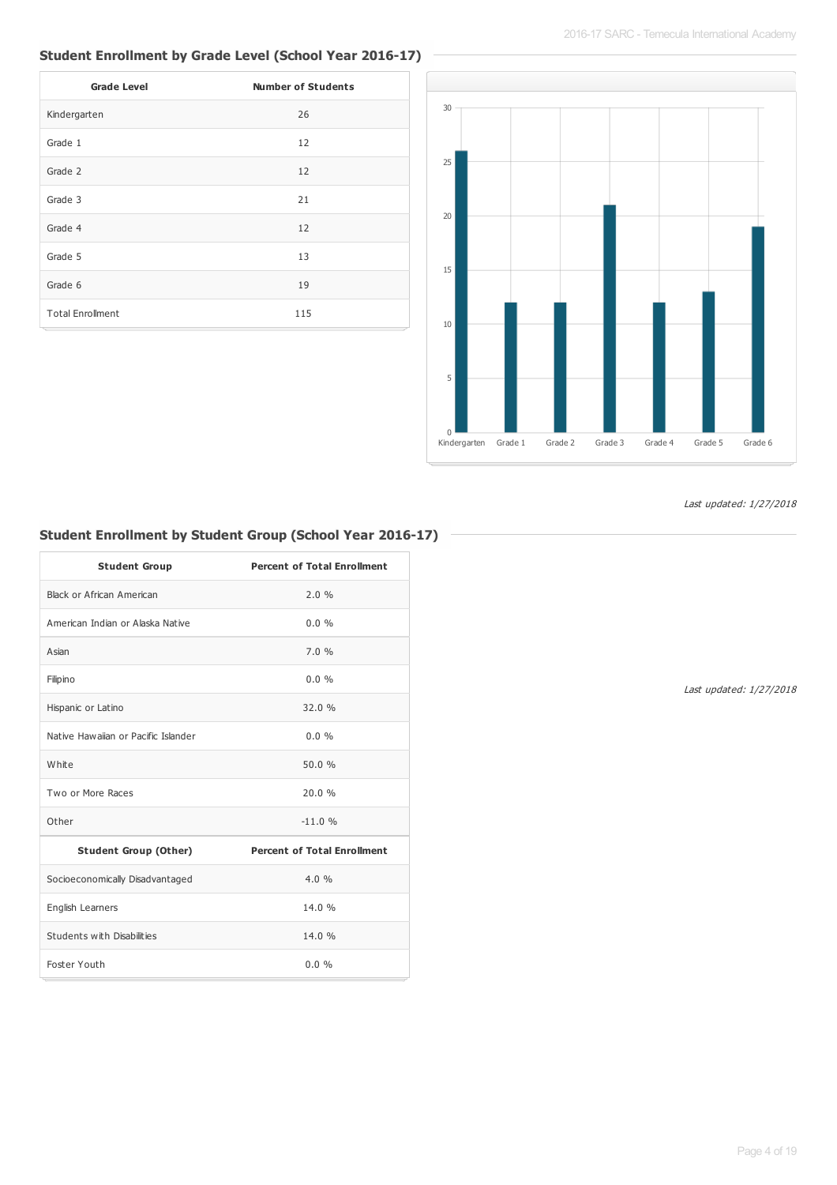## Student Enrollment by Grade Level (School Year 2016-17)

| Grade Level | Number of Students |
| --- | --- |
| Kindergarten | 26 |
| Grade 1 | 12 |
| Grade 2 | 12 |
| Grade 3 | 21 |
| Grade 4 | 12 |
| Grade 5 | 13 |
| Grade 6 | 19 |
| Total Enrollment | 115 |

*Last updated: 1/27/2018*

## Student Enrollment by Student Group (School Year 2016-17)

| Student Group | Percent of Total Enrollment |
| --- | --- |
| Black or African American | 2.0 % |
| American Indian or Alaska Native | 0.0 % |
| Asian | 7.0 % |
| Filipino | 0.0 % |
| Hispanic or Latino | 32.0 % |
| Native Hawaiian or Pacific Islander | 0.0 % |
| White | 50.0 % |
| Two or More Races | 20.0 % |
| Other | -11.0 % |
| **Student Group (Other)** | **Percent of Total Enrollment** |
| Socioeconomically Disadvantaged | 4.0 % |
| English Learners | 14.0 % |
| Students with Disabilities | 14.0 % |
| Foster Youth | 0.0 % |

*Last updated: 1/27/2018*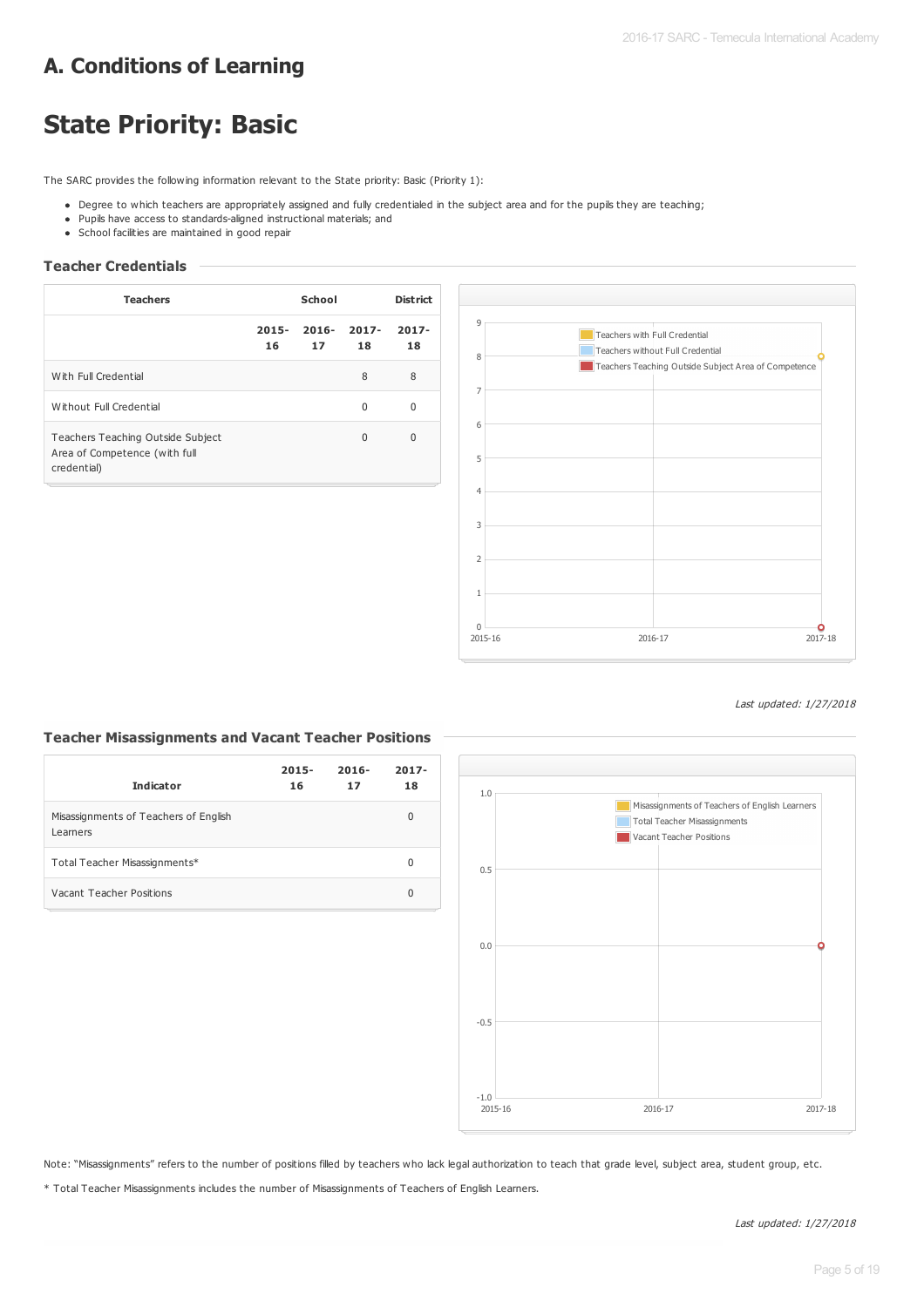# A. Conditions of Learning

# State Priority: Basic

The SARC provides the following information relevant to the State priority: Basic (Priority 1):

- Degree to which teachers are appropriately assigned and fully credentialed in the subject area and for the pupils they are teaching;
- Pupils have access to standards-aligned instructional materials; and
- School facilities are maintained in good repair

### Teacher Credentials

| Teachers | School | | | District |
|---|---|---|---|---|
| | 2015-16 | 2016-17 | 2017-18 | 2017-18 |
| With Full Credential | | | 8 | 8 |
| Without Full Credential | | | 0 | 0 |
| Teachers Teaching Outside Subject Area of Competence (with full credential) | | | 0 | 0 |

*Last updated: 1/27/2018*

### Teacher Misassignments and Vacant Teacher Positions

| Indicator | 2015-16 | 2016-17 | 2017-18 |
|---|---|---|---|
| Misassignments of Teachers of English Learners | | | 0 |
| Total Teacher Misassignments* | | | 0 |
| Vacant Teacher Positions | | | 0 |

Note: "Misassignments" refers to the number of positions filled by teachers who lack legal authorization to teach that grade level, subject area, student group, etc.

* Total Teacher Misassignments includes the number of Misassignments of Teachers of English Learners.

*Last updated: 1/27/2018*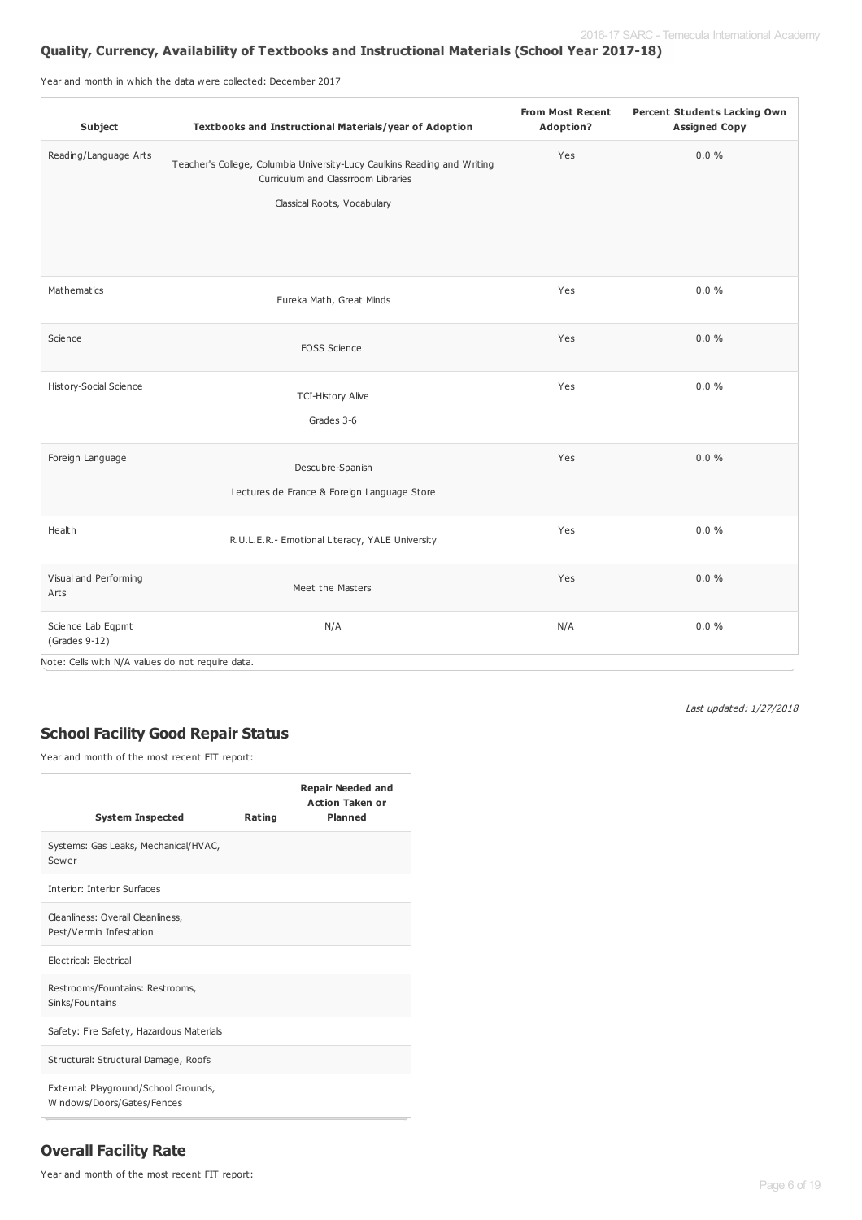## Quality, Currency, Availability of Textbooks and Instructional Materials (School Year 2017-18)

Year and month in which the data were collected: December 2017

| Subject | Textbooks and Instructional Materials/year of Adoption | From Most Recent Adoption? | Percent Students Lacking Own Assigned Copy |
|---|---|---|---|
| Reading/Language Arts | Teacher's College, Columbia University-Lucy Caulkins Reading and Writing Curriculum and Classrroom Libraries<br><br>Classical Roots, Vocabulary | Yes | 0.0 % |
| Mathematics | Eureka Math, Great Minds | Yes | 0.0 % |
| Science | FOSS Science | Yes | 0.0 % |
| History-Social Science | TCI-History Alive<br><br>Grades 3-6 | Yes | 0.0 % |
| Foreign Language | Descubre-Spanish<br><br>Lectures de France & Foreign Language Store | Yes | 0.0 % |
| Health | R.U.L.E.R.- Emotional Literacy, YALE University | Yes | 0.0 % |
| Visual and Performing Arts | Meet the Masters | Yes | 0.0 % |
| Science Lab Eqpmt (Grades 9-12) | N/A | N/A | 0.0 % |

Note: Cells with N/A values do not require data.

*Last updated: 1/27/2018*

## School Facility Good Repair Status

Year and month of the most recent FIT report:

| System Inspected | Rating | Repair Needed and Action Taken or Planned |
|---|---|---|
| Systems: Gas Leaks, Mechanical/HVAC, Sewer | | |
| Interior: Interior Surfaces | | |
| Cleanliness: Overall Cleanliness, Pest/Vermin Infestation | | |
| Electrical: Electrical | | |
| Restrooms/Fountains: Restrooms, Sinks/Fountains | | |
| Safety: Fire Safety, Hazardous Materials | | |
| Structural: Structural Damage, Roofs | | |
| External: Playground/School Grounds, Windows/Doors/Gates/Fences | | |

## Overall Facility Rate

Year and month of the most recent FIT report: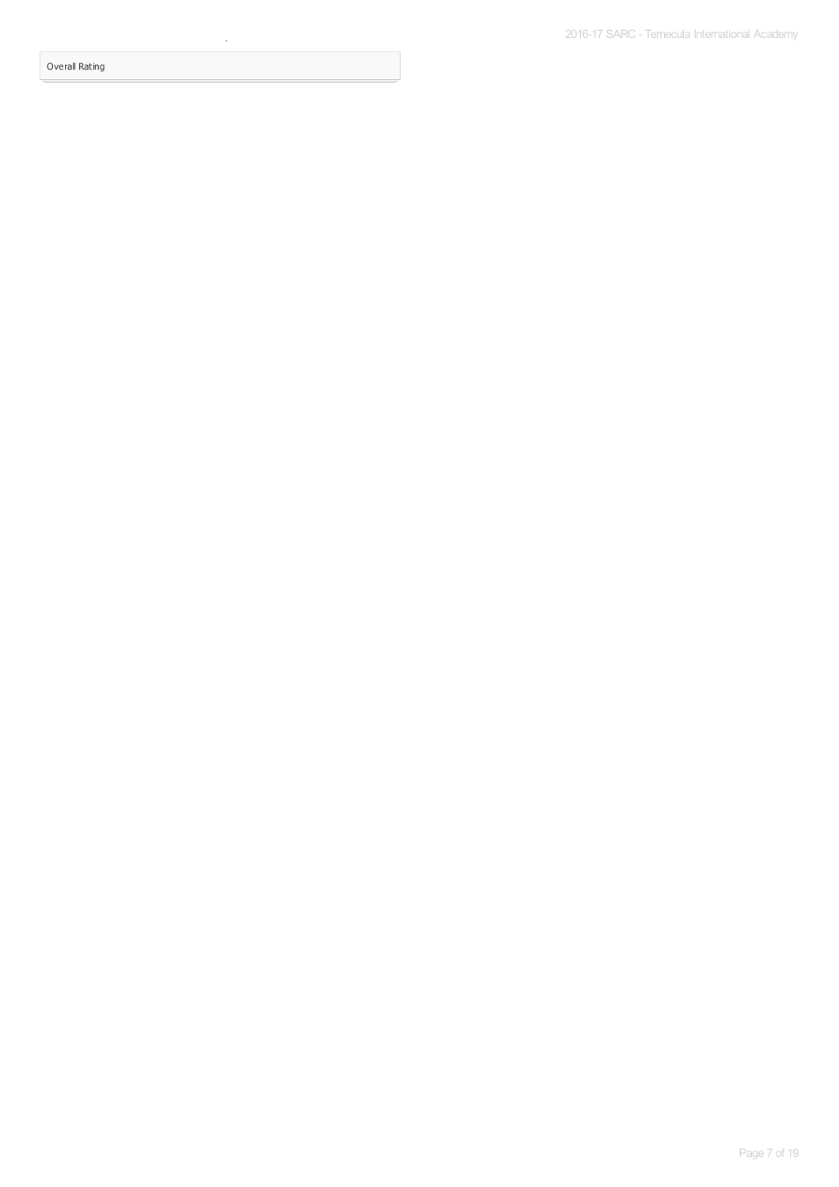| Overall Rating |
| --- |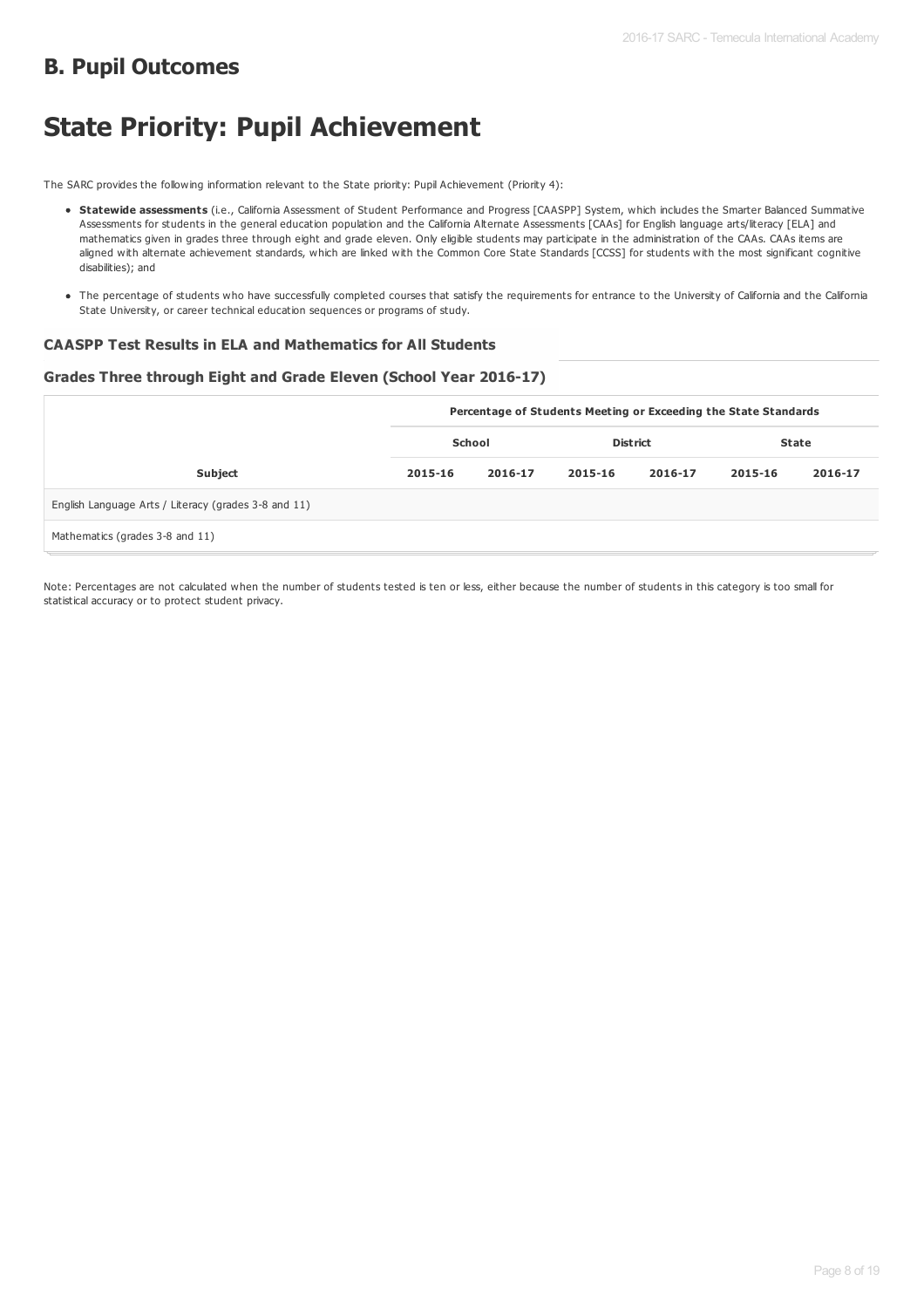## B. Pupil Outcomes

# State Priority: Pupil Achievement

The SARC provides the following information relevant to the State priority: Pupil Achievement (Priority 4):

- **Statewide assessments** (i.e., California Assessment of Student Performance and Progress [CAASPP] System, which includes the Smarter Balanced Summative Assessments for students in the general education population and the California Alternate Assessments [CAAs] for English language arts/literacy [ELA] and mathematics given in grades three through eight and grade eleven. Only eligible students may participate in the administration of the CAAs. CAAs items are aligned with alternate achievement standards, which are linked with the Common Core State Standards [CCSS] for students with the most significant cognitive disabilities); and
- The percentage of students who have successfully completed courses that satisfy the requirements for entrance to the University of California and the California State University, or career technical education sequences or programs of study.

### CAASPP Test Results in ELA and Mathematics for All Students

### Grades Three through Eight and Grade Eleven (School Year 2016-17)

| | Percentage of Students Meeting or Exceeding the State Standards | | | | | |
|---|---|---|---|---|---|---|
| | School | | District | | State | |
| Subject | 2015-16 | 2016-17 | 2015-16 | 2016-17 | 2015-16 | 2016-17 |
| English Language Arts / Literacy (grades 3-8 and 11) | | | | | | |
| Mathematics (grades 3-8 and 11) | | | | | | |

Note: Percentages are not calculated when the number of students tested is ten or less, either because the number of students in this category is too small for statistical accuracy or to protect student privacy.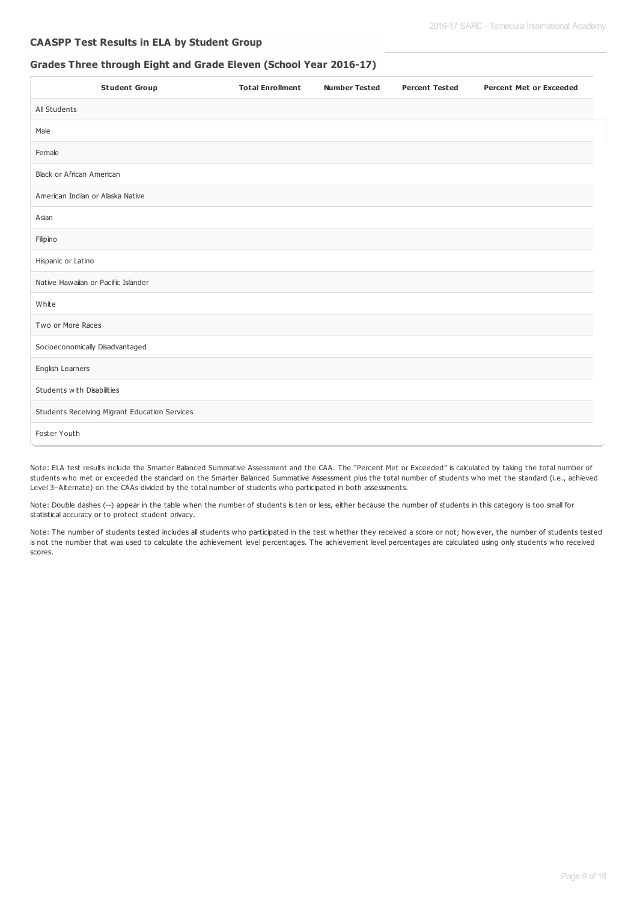## CAASPP Test Results in ELA by Student Group

### Grades Three through Eight and Grade Eleven (School Year 2016-17)

| Student Group | Total Enrollment | Number Tested | Percent Tested | Percent Met or Exceeded |
|---|---|---|---|---|
| All Students | | | | |
| Male | | | | |
| Female | | | | |
| Black or African American | | | | |
| American Indian or Alaska Native | | | | |
| Asian | | | | |
| Filipino | | | | |
| Hispanic or Latino | | | | |
| Native Hawaiian or Pacific Islander | | | | |
| White | | | | |
| Two or More Races | | | | |
| Socioeconomically Disadvantaged | | | | |
| English Learners | | | | |
| Students with Disabilities | | | | |
| Students Receiving Migrant Education Services | | | | |
| Foster Youth | | | | |

Note: ELA test results include the Smarter Balanced Summative Assessment and the CAA. The "Percent Met or Exceeded" is calculated by taking the total number of students who met or exceeded the standard on the Smarter Balanced Summative Assessment plus the total number of students who met the standard (i.e., achieved Level 3–Alternate) on the CAAs divided by the total number of students who participated in both assessments.

Note: Double dashes (--) appear in the table when the number of students is ten or less, either because the number of students in this category is too small for statistical accuracy or to protect student privacy.

Note: The number of students tested includes all students who participated in the test whether they received a score or not; however, the number of students tested is not the number that was used to calculate the achievement level percentages. The achievement level percentages are calculated using only students who received scores.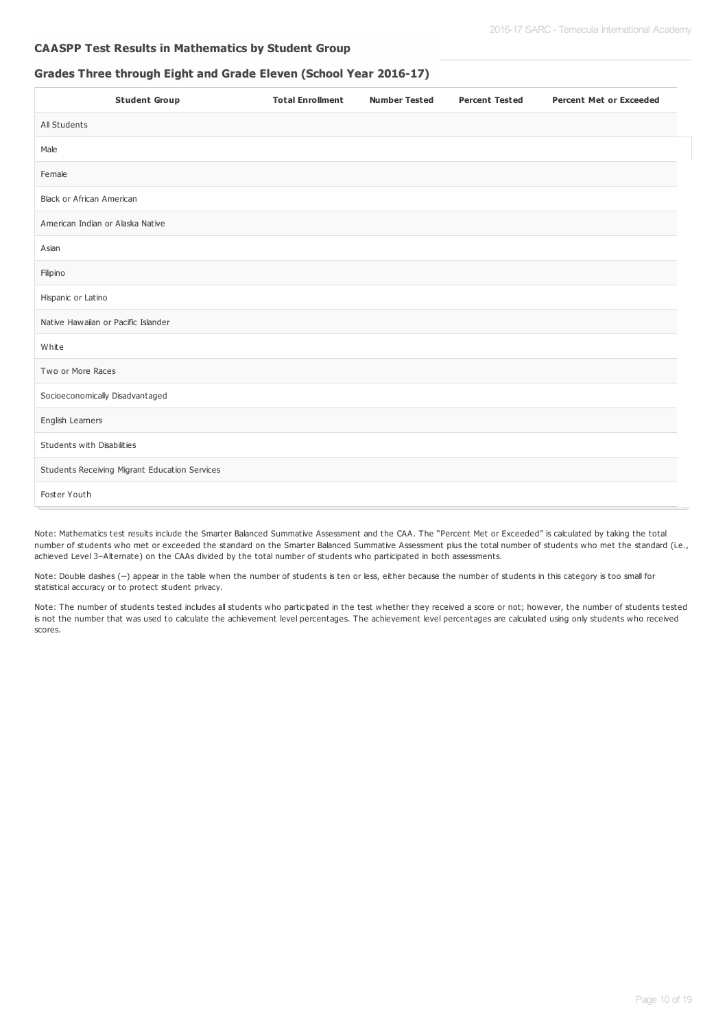## CAASPP Test Results in Mathematics by Student Group

### Grades Three through Eight and Grade Eleven (School Year 2016-17)

| Student Group | Total Enrollment | Number Tested | Percent Tested | Percent Met or Exceeded |
|---|---|---|---|---|
| All Students | | | | |
| Male | | | | |
| Female | | | | |
| Black or African American | | | | |
| American Indian or Alaska Native | | | | |
| Asian | | | | |
| Filipino | | | | |
| Hispanic or Latino | | | | |
| Native Hawaiian or Pacific Islander | | | | |
| White | | | | |
| Two or More Races | | | | |
| Socioeconomically Disadvantaged | | | | |
| English Learners | | | | |
| Students with Disabilities | | | | |
| Students Receiving Migrant Education Services | | | | |
| Foster Youth | | | | |

Note: Mathematics test results include the Smarter Balanced Summative Assessment and the CAA. The "Percent Met or Exceeded" is calculated by taking the total number of students who met or exceeded the standard on the Smarter Balanced Summative Assessment plus the total number of students who met the standard (i.e., achieved Level 3–Alternate) on the CAAs divided by the total number of students who participated in both assessments.

Note: Double dashes (--) appear in the table when the number of students is ten or less, either because the number of students in this category is too small for statistical accuracy or to protect student privacy.

Note: The number of students tested includes all students who participated in the test whether they received a score or not; however, the number of students tested is not the number that was used to calculate the achievement level percentages. The achievement level percentages are calculated using only students who received scores.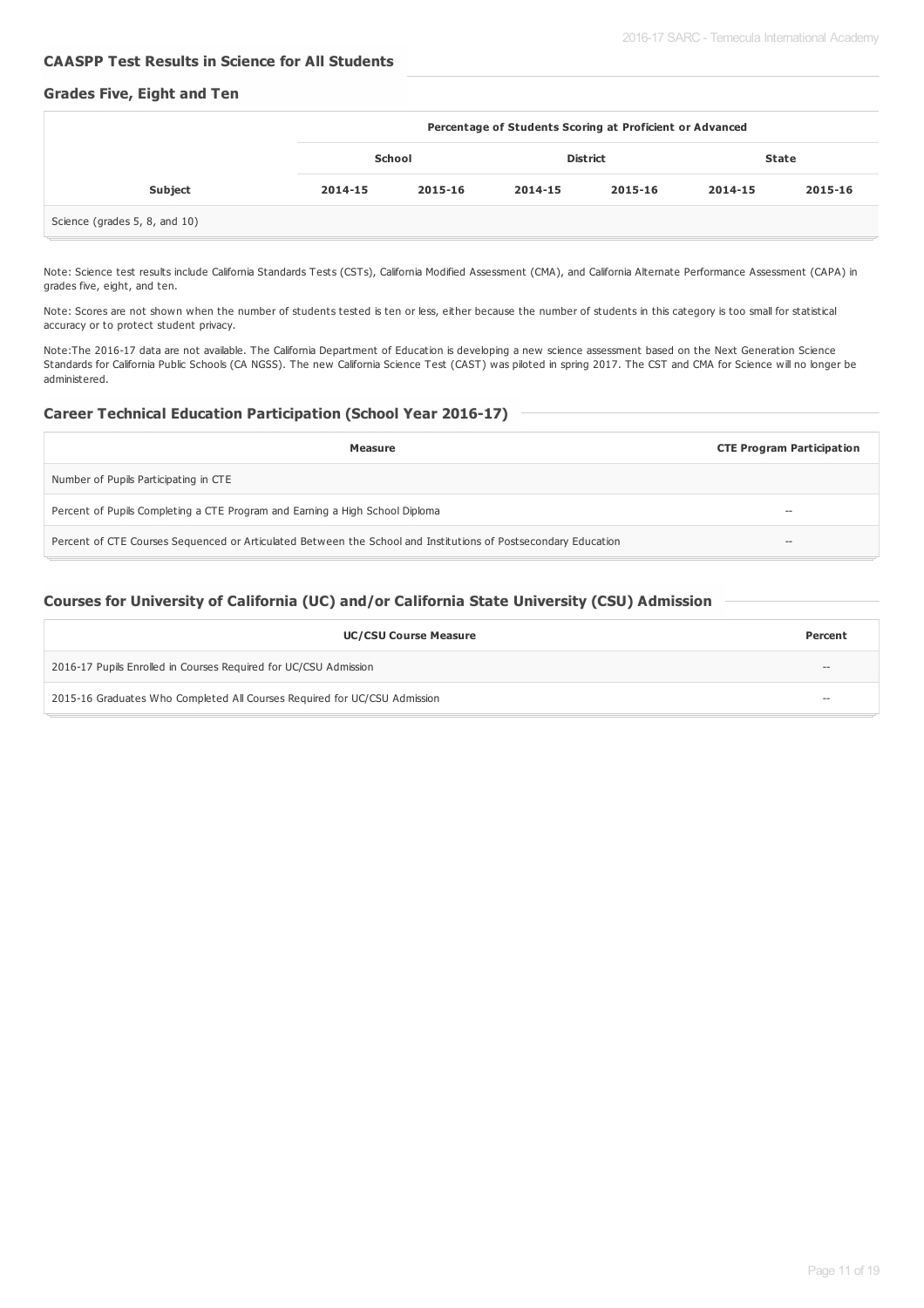## CAASPP Test Results in Science for All Students

### Grades Five, Eight and Ten

| | Percentage of Students Scoring at Proficient or Advanced | | | | | |
|---|---|---|---|---|---|---|
| | School | | District | | State | |
| Subject | 2014-15 | 2015-16 | 2014-15 | 2015-16 | 2014-15 | 2015-16 |
| Science (grades 5, 8, and 10) | | | | | | |

Note: Science test results include California Standards Tests (CSTs), California Modified Assessment (CMA), and California Alternate Performance Assessment (CAPA) in grades five, eight, and ten.

Note: Scores are not shown when the number of students tested is ten or less, either because the number of students in this category is too small for statistical accuracy or to protect student privacy.

Note:The 2016-17 data are not available. The California Department of Education is developing a new science assessment based on the Next Generation Science Standards for California Public Schools (CA NGSS). The new California Science Test (CAST) was piloted in spring 2017. The CST and CMA for Science will no longer be administered.

## Career Technical Education Participation (School Year 2016-17)

| Measure | CTE Program Participation |
|---|---|
| Number of Pupils Participating in CTE | |
| Percent of Pupils Completing a CTE Program and Earning a High School Diploma | -- |
| Percent of CTE Courses Sequenced or Articulated Between the School and Institutions of Postsecondary Education | -- |

## Courses for University of California (UC) and/or California State University (CSU) Admission

| UC/CSU Course Measure | Percent |
|---|---|
| 2016-17 Pupils Enrolled in Courses Required for UC/CSU Admission | -- |
| 2015-16 Graduates Who Completed All Courses Required for UC/CSU Admission | -- |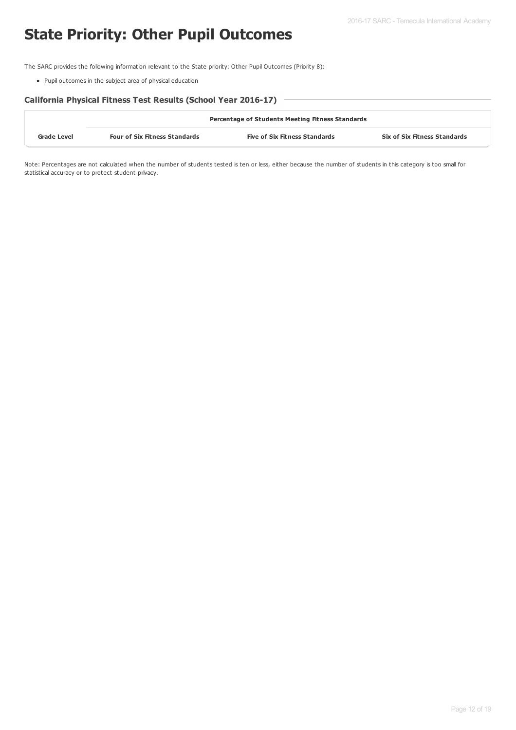# State Priority: Other Pupil Outcomes

The SARC provides the following information relevant to the State priority: Other Pupil Outcomes (Priority 8):

- Pupil outcomes in the subject area of physical education

### California Physical Fitness Test Results (School Year 2016-17)

| | Percentage of Students Meeting Fitness Standards | | |
|---|---|---|---|
| **Grade Level** | **Four of Six Fitness Standards** | **Five of Six Fitness Standards** | **Six of Six Fitness Standards** |

Note: Percentages are not calculated when the number of students tested is ten or less, either because the number of students in this category is too small for statistical accuracy or to protect student privacy.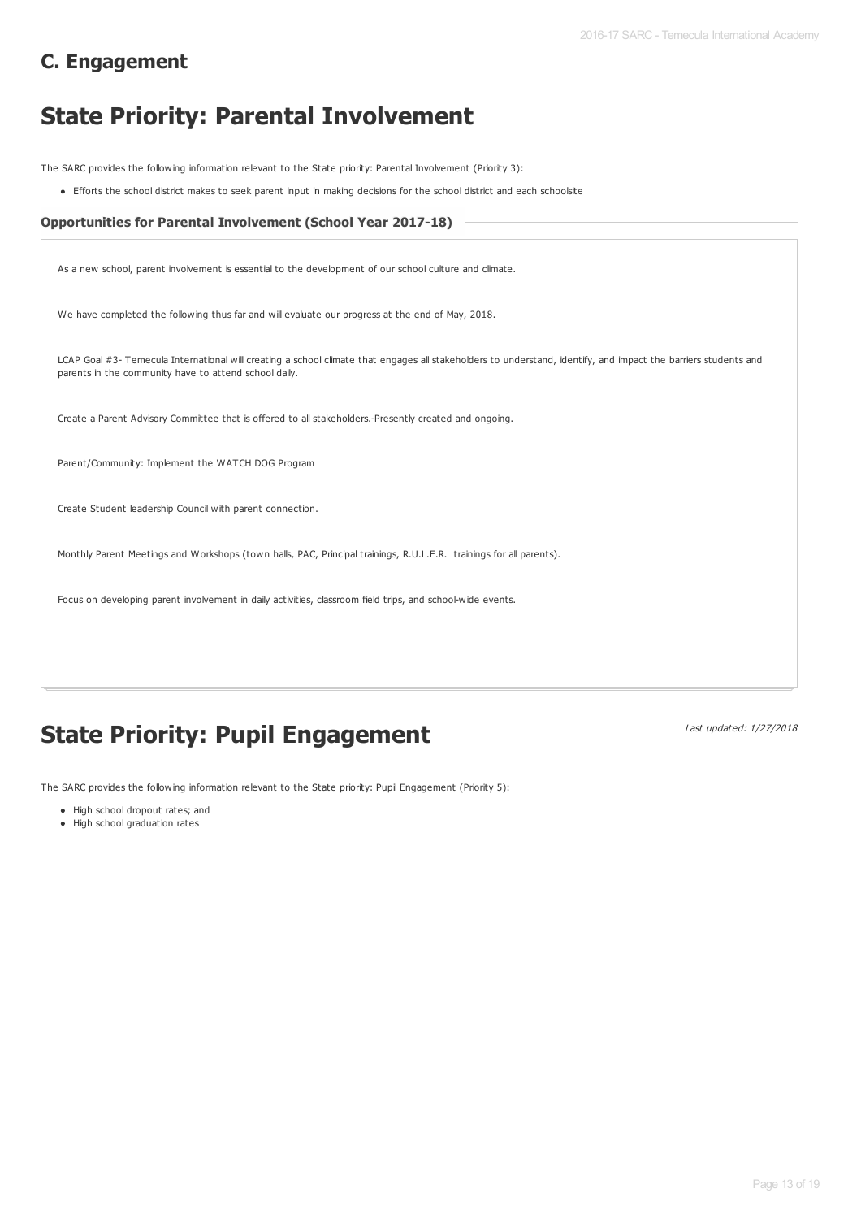## C. Engagement

# State Priority: Parental Involvement

The SARC provides the following information relevant to the State priority: Parental Involvement (Priority 3):

- Efforts the school district makes to seek parent input in making decisions for the school district and each schoolsite

### Opportunities for Parental Involvement (School Year 2017-18)

As a new school, parent involvement is essential to the development of our school culture and climate.

We have completed the following thus far and will evaluate our progress at the end of May, 2018.

LCAP Goal #3- Temecula International will creating a school climate that engages all stakeholders to understand, identify, and impact the barriers students and parents in the community have to attend school daily.

Create a Parent Advisory Committee that is offered to all stakeholders.-Presently created and ongoing.

Parent/Community: Implement the WATCH DOG Program

Create Student leadership Council with parent connection.

Monthly Parent Meetings and Workshops (town halls, PAC, Principal trainings, R.U.L.E.R. trainings for all parents).

Focus on developing parent involvement in daily activities, classroom field trips, and school-wide events.

# State Priority: Pupil Engagement

*Last updated: 1/27/2018*

The SARC provides the following information relevant to the State priority: Pupil Engagement (Priority 5):

- High school dropout rates; and
- High school graduation rates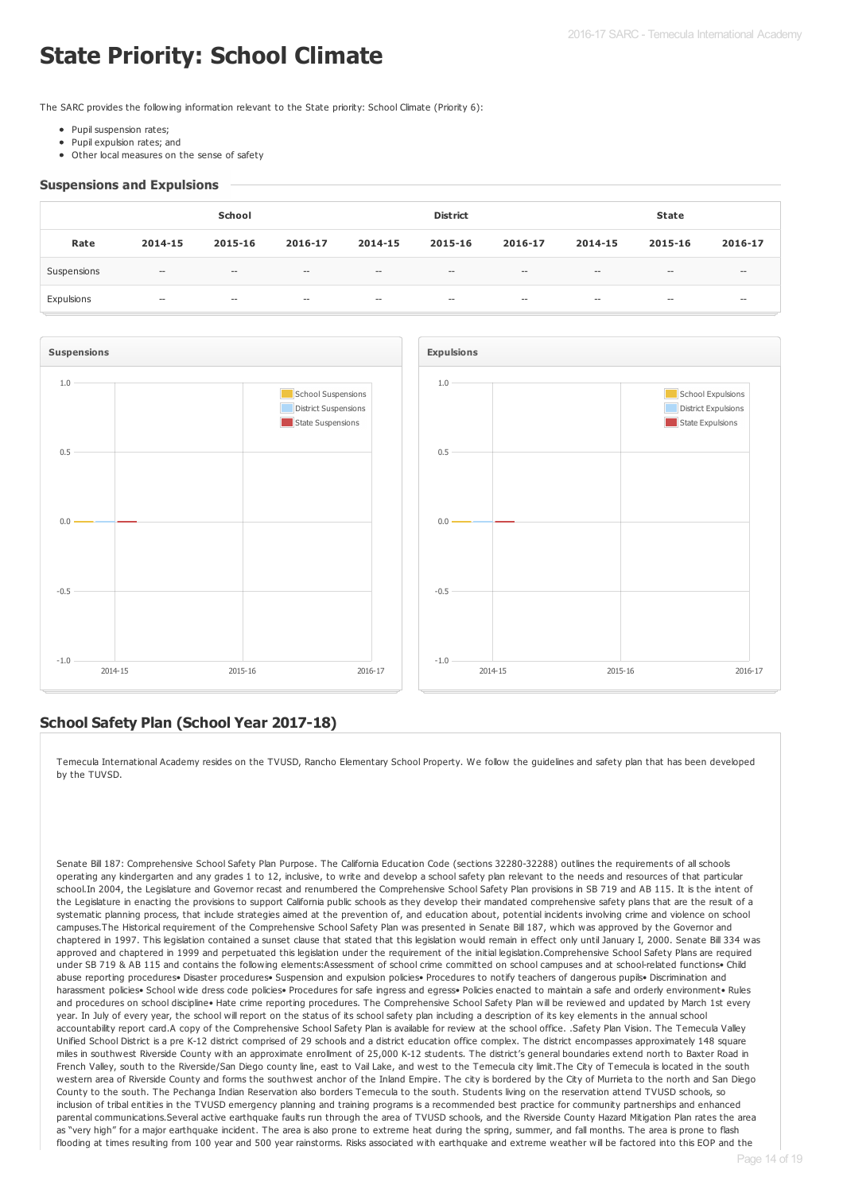# State Priority: School Climate

The SARC provides the following information relevant to the State priority: School Climate (Priority 6):

- Pupil suspension rates;
- Pupil expulsion rates; and
- Other local measures on the sense of safety

## Suspensions and Expulsions

| | School | | | District | | | State | | |
|---|---|---|---|---|---|---|---|---|---|
| Rate | 2014-15 | 2015-16 | 2016-17 | 2014-15 | 2015-16 | 2016-17 | 2014-15 | 2015-16 | 2016-17 |
| Suspensions | -- | -- | -- | -- | -- | -- | -- | -- | -- |
| Expulsions | -- | -- | -- | -- | -- | -- | -- | -- | -- |

## School Safety Plan (School Year 2017-18)

Temecula International Academy resides on the TVUSD, Rancho Elementary School Property. We follow the guidelines and safety plan that has been developed by the TUVSD.

Senate Bill 187: Comprehensive School Safety Plan Purpose. The California Education Code (sections 32280-32288) outlines the requirements of all schools operating any kindergarten and any grades 1 to 12, inclusive, to write and develop a school safety plan relevant to the needs and resources of that particular school.In 2004, the Legislature and Governor recast and renumbered the Comprehensive School Safety Plan provisions in SB 719 and AB 115. It is the intent of the Legislature in enacting the provisions to support California public schools as they develop their mandated comprehensive safety plans that are the result of a systematic planning process, that include strategies aimed at the prevention of, and education about, potential incidents involving crime and violence on school campuses.The Historical requirement of the Comprehensive School Safety Plan was presented in Senate Bill 187, which was approved by the Governor and chaptered in 1997. This legislation contained a sunset clause that stated that this legislation would remain in effect only until January I, 2000. Senate Bill 334 was approved and chaptered in 1999 and perpetuated this legislation under the requirement of the initial legislation.Comprehensive School Safety Plans are required under SB 719 & AB 115 and contains the following elements:Assessment of school crime committed on school campuses and at school-related functions• Child abuse reporting procedures• Disaster procedures• Suspension and expulsion policies• Procedures to notify teachers of dangerous pupils• Discrimination and harassment policies• School wide dress code policies• Procedures for safe ingress and egress• Policies enacted to maintain a safe and orderly environment• Rules and procedures on school discipline• Hate crime reporting procedures. The Comprehensive School Safety Plan will be reviewed and updated by March 1st every year. In July of every year, the school will report on the status of its school safety plan including a description of its key elements in the annual school accountability report card.A copy of the Comprehensive School Safety Plan is available for review at the school office. .Safety Plan Vision. The Temecula Valley Unified School District is a pre K-12 district comprised of 29 schools and a district education office complex. The district encompasses approximately 148 square miles in southwest Riverside County with an approximate enrollment of 25,000 K-12 students. The district's general boundaries extend north to Baxter Road in French Valley, south to the Riverside/San Diego county line, east to Vail Lake, and west to the Temecula city limit.The City of Temecula is located in the south western area of Riverside County and forms the southwest anchor of the Inland Empire. The city is bordered by the City of Murrieta to the north and San Diego County to the south. The Pechanga Indian Reservation also borders Temecula to the south. Students living on the reservation attend TVUSD schools, so inclusion of tribal entities in the TVUSD emergency planning and training programs is a recommended best practice for community partnerships and enhanced parental communications.Several active earthquake faults run through the area of TVUSD schools, and the Riverside County Hazard Mitigation Plan rates the area as "very high" for a major earthquake incident. The area is also prone to extreme heat during the spring, summer, and fall months. The area is prone to flash flooding at times resulting from 100 year and 500 year rainstorms. Risks associated with earthquake and extreme weather will be factored into this EOP and the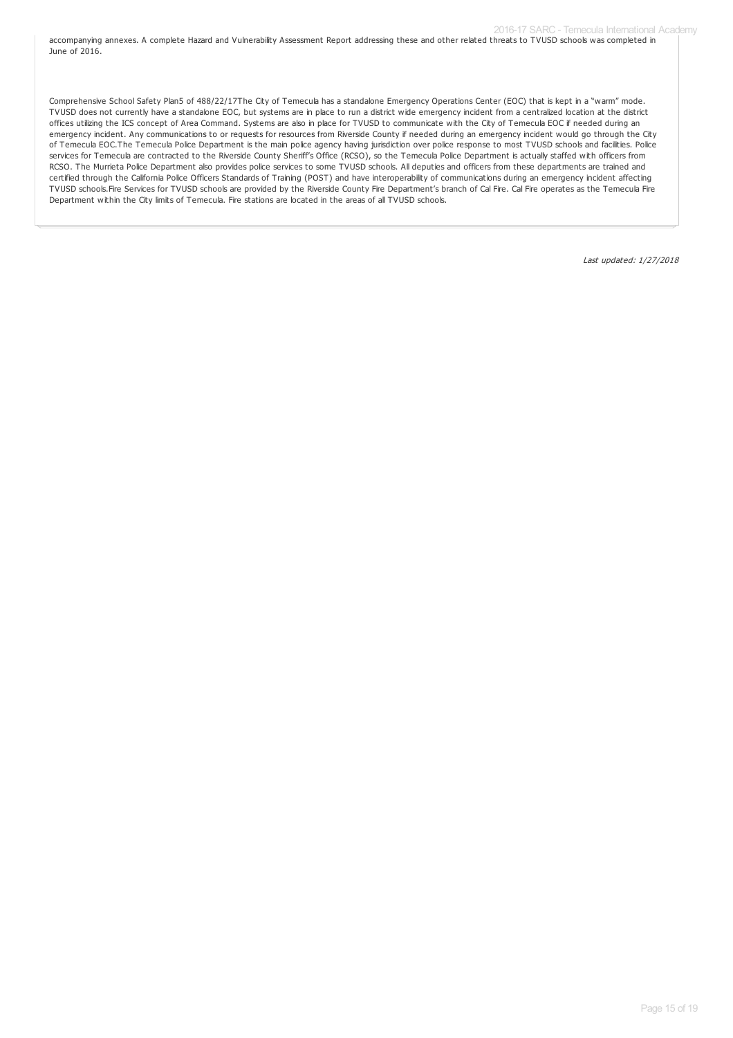accompanying annexes. A complete Hazard and Vulnerability Assessment Report addressing these and other related threats to TVUSD schools was completed in June of 2016.

Comprehensive School Safety Plan5 of 488/22/17The City of Temecula has a standalone Emergency Operations Center (EOC) that is kept in a "warm" mode. TVUSD does not currently have a standalone EOC, but systems are in place to run a district wide emergency incident from a centralized location at the district offices utilizing the ICS concept of Area Command. Systems are also in place for TVUSD to communicate with the City of Temecula EOC if needed during an emergency incident. Any communications to or requests for resources from Riverside County if needed during an emergency incident would go through the City of Temecula EOC.The Temecula Police Department is the main police agency having jurisdiction over police response to most TVUSD schools and facilities. Police services for Temecula are contracted to the Riverside County Sheriff's Office (RCSO), so the Temecula Police Department is actually staffed with officers from RCSO. The Murrieta Police Department also provides police services to some TVUSD schools. All deputies and officers from these departments are trained and certified through the California Police Officers Standards of Training (POST) and have interoperability of communications during an emergency incident affecting TVUSD schools.Fire Services for TVUSD schools are provided by the Riverside County Fire Department's branch of Cal Fire. Cal Fire operates as the Temecula Fire Department within the City limits of Temecula. Fire stations are located in the areas of all TVUSD schools.

*Last updated: 1/27/2018*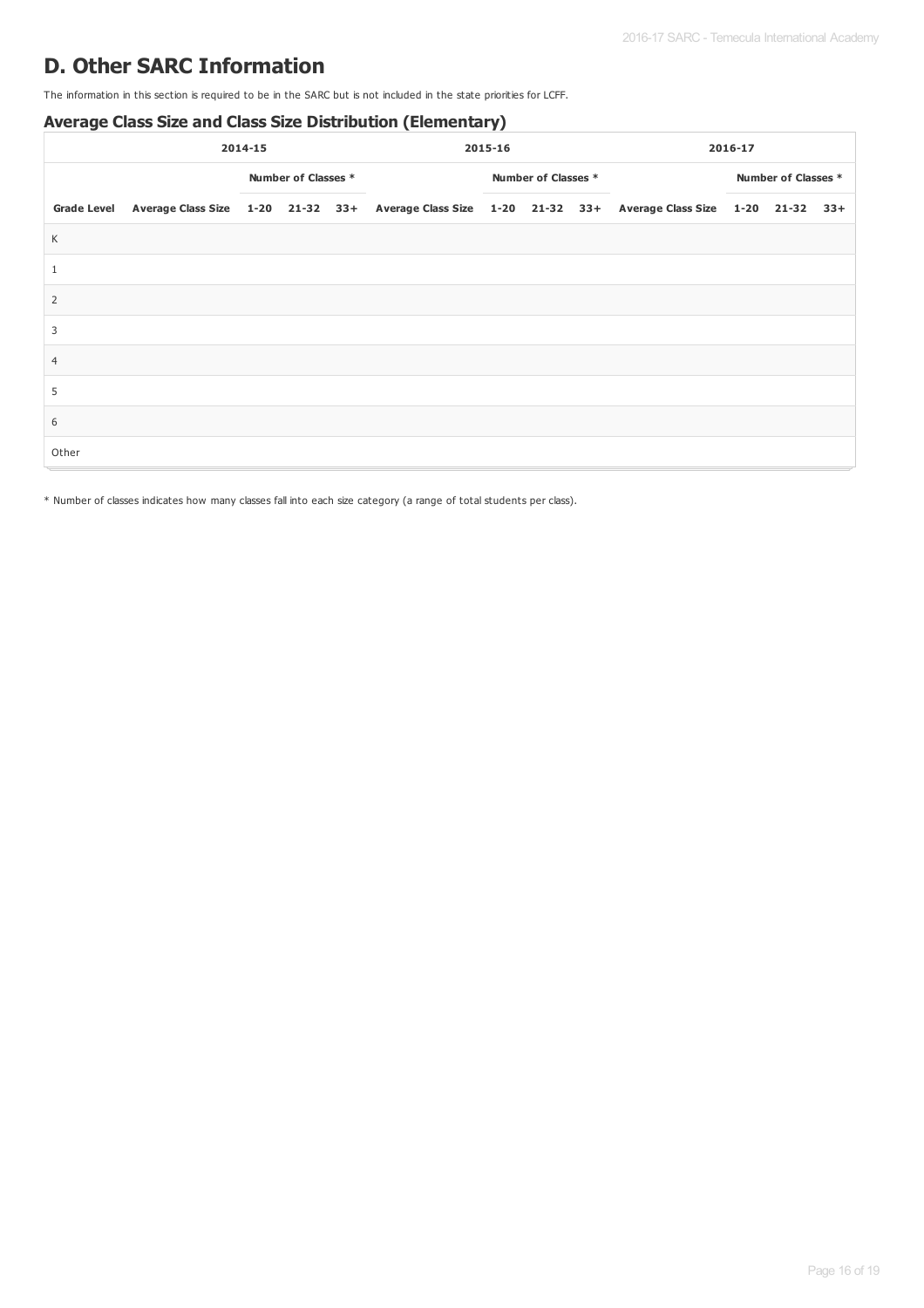# D. Other SARC Information

The information in this section is required to be in the SARC but is not included in the state priorities for LCFF.

### Average Class Size and Class Size Distribution (Elementary)

| | 2014-15 | | | | 2015-16 | | | | 2016-17 | | | |
|---|---|---|---|---|---|---|---|---|---|---|---|---|
| | | Number of Classes * | | | | Number of Classes * | | | | Number of Classes * | | |
| Grade Level | Average Class Size | 1-20 | 21-32 | 33+ | Average Class Size | 1-20 | 21-32 | 33+ | Average Class Size | 1-20 | 21-32 | 33+ |
| K | | | | | | | | | | | | |
| 1 | | | | | | | | | | | | |
| 2 | | | | | | | | | | | | |
| 3 | | | | | | | | | | | | |
| 4 | | | | | | | | | | | | |
| 5 | | | | | | | | | | | | |
| 6 | | | | | | | | | | | | |
| Other | | | | | | | | | | | | |

* Number of classes indicates how many classes fall into each size category (a range of total students per class).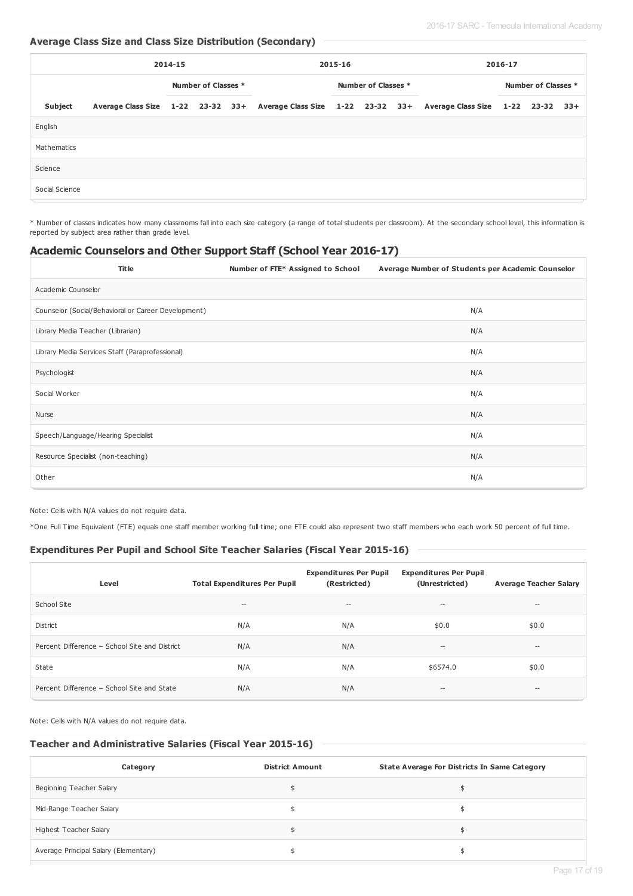### Average Class Size and Class Size Distribution (Secondary)

| | 2014-15 | | | | 2015-16 | | | | 2016-17 | | | |
|---|---|---|---|---|---|---|---|---|---|---|---|---|
| | | Number of Classes * | | | | Number of Classes * | | | | Number of Classes * | | |
| Subject | Average Class Size | 1-22 | 23-32 | 33+ | Average Class Size | 1-22 | 23-32 | 33+ | Average Class Size | 1-22 | 23-32 | 33+ |
| English | | | | | | | | | | | | |
| Mathematics | | | | | | | | | | | | |
| Science | | | | | | | | | | | | |
| Social Science | | | | | | | | | | | | |

* Number of classes indicates how many classrooms fall into each size category (a range of total students per classroom). At the secondary school level, this information is reported by subject area rather than grade level.

## Academic Counselors and Other Support Staff (School Year 2016-17)

| Title | Number of FTE* Assigned to School | Average Number of Students per Academic Counselor |
|---|---|---|
| Academic Counselor | | |
| Counselor (Social/Behavioral or Career Development) | | N/A |
| Library Media Teacher (Librarian) | | N/A |
| Library Media Services Staff (Paraprofessional) | | N/A |
| Psychologist | | N/A |
| Social Worker | | N/A |
| Nurse | | N/A |
| Speech/Language/Hearing Specialist | | N/A |
| Resource Specialist (non-teaching) | | N/A |
| Other | | N/A |

Note: Cells with N/A values do not require data.

*One Full Time Equivalent (FTE) equals one staff member working full time; one FTE could also represent two staff members who each work 50 percent of full time.

### Expenditures Per Pupil and School Site Teacher Salaries (Fiscal Year 2015-16)

| Level | Total Expenditures Per Pupil | Expenditures Per Pupil (Restricted) | Expenditures Per Pupil (Unrestricted) | Average Teacher Salary |
|---|---|---|---|---|
| School Site | -- | -- | -- | -- |
| District | N/A | N/A | $0.0 | $0.0 |
| Percent Difference – School Site and District | N/A | N/A | -- | -- |
| State | N/A | N/A | $6574.0 | $0.0 |
| Percent Difference – School Site and State | N/A | N/A | -- | -- |

Note: Cells with N/A values do not require data.

### Teacher and Administrative Salaries (Fiscal Year 2015-16)

| Category | District Amount | State Average For Districts In Same Category |
|---|---|---|
| Beginning Teacher Salary | $ | $ |
| Mid-Range Teacher Salary | $ | $ |
| Highest Teacher Salary | $ | $ |
| Average Principal Salary (Elementary) | $ | $ |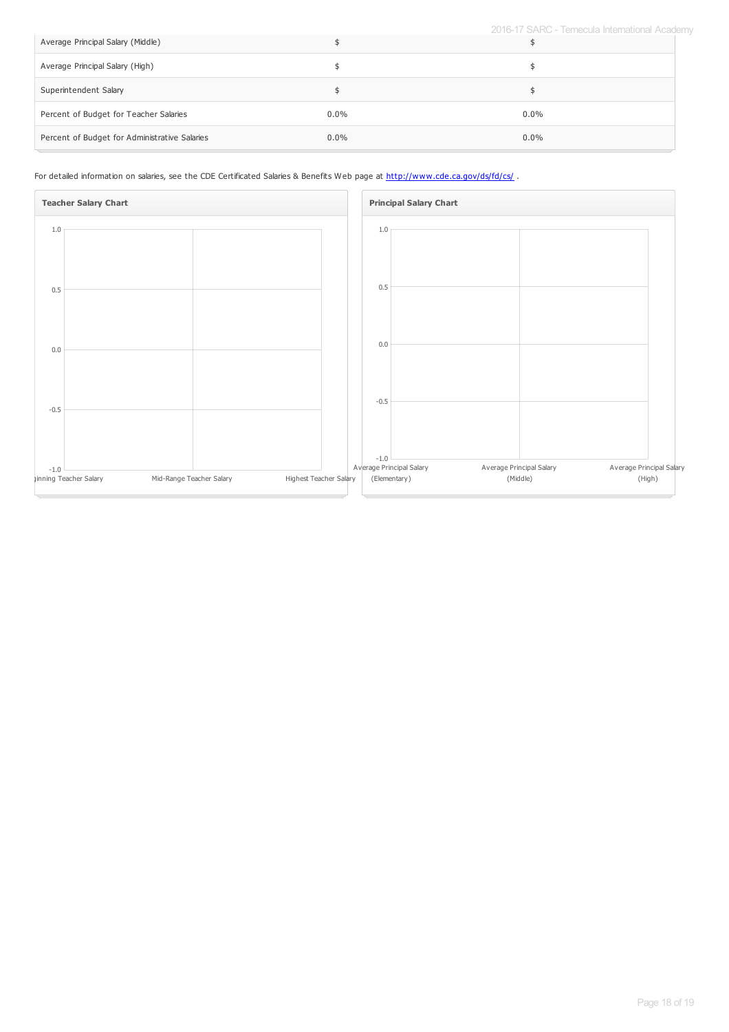| | | |
|---|---|---|
| Average Principal Salary (Middle) | $ | $ |
| Average Principal Salary (High) | $ | $ |
| Superintendent Salary | $ | $ |
| Percent of Budget for Teacher Salaries | 0.0% | 0.0% |
| Percent of Budget for Administrative Salaries | 0.0% | 0.0% |

For detailed information on salaries, see the CDE Certificated Salaries & Benefits Web page at http://www.cde.ca.gov/ds/fd/cs/ .

**Teacher Salary Chart**

1.0
0.5
0.0
-0.5
-1.0

Beginning Teacher Salary | Mid-Range Teacher Salary | Highest Teacher Salary

**Principal Salary Chart**

1.0
0.5
0.0
-0.5
-1.0

Average Principal Salary (Elementary) | Average Principal Salary (Middle) | Average Principal Salary (High)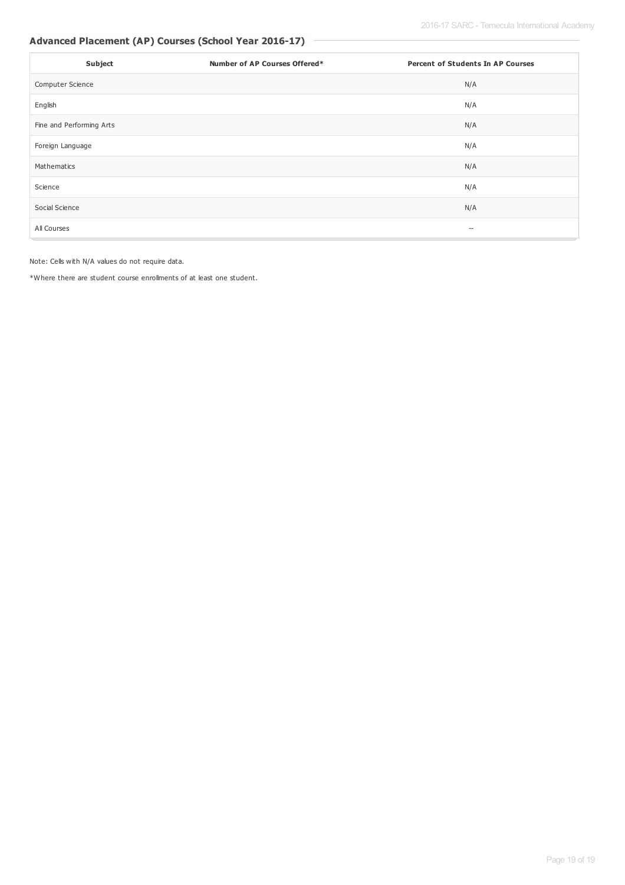## Advanced Placement (AP) Courses (School Year 2016-17)

| Subject | Number of AP Courses Offered* | Percent of Students In AP Courses |
|---|---|---|
| Computer Science | | N/A |
| English | | N/A |
| Fine and Performing Arts | | N/A |
| Foreign Language | | N/A |
| Mathematics | | N/A |
| Science | | N/A |
| Social Science | | N/A |
| All Courses | | -- |

Note: Cells with N/A values do not require data.

*Where there are student course enrollments of at least one student.